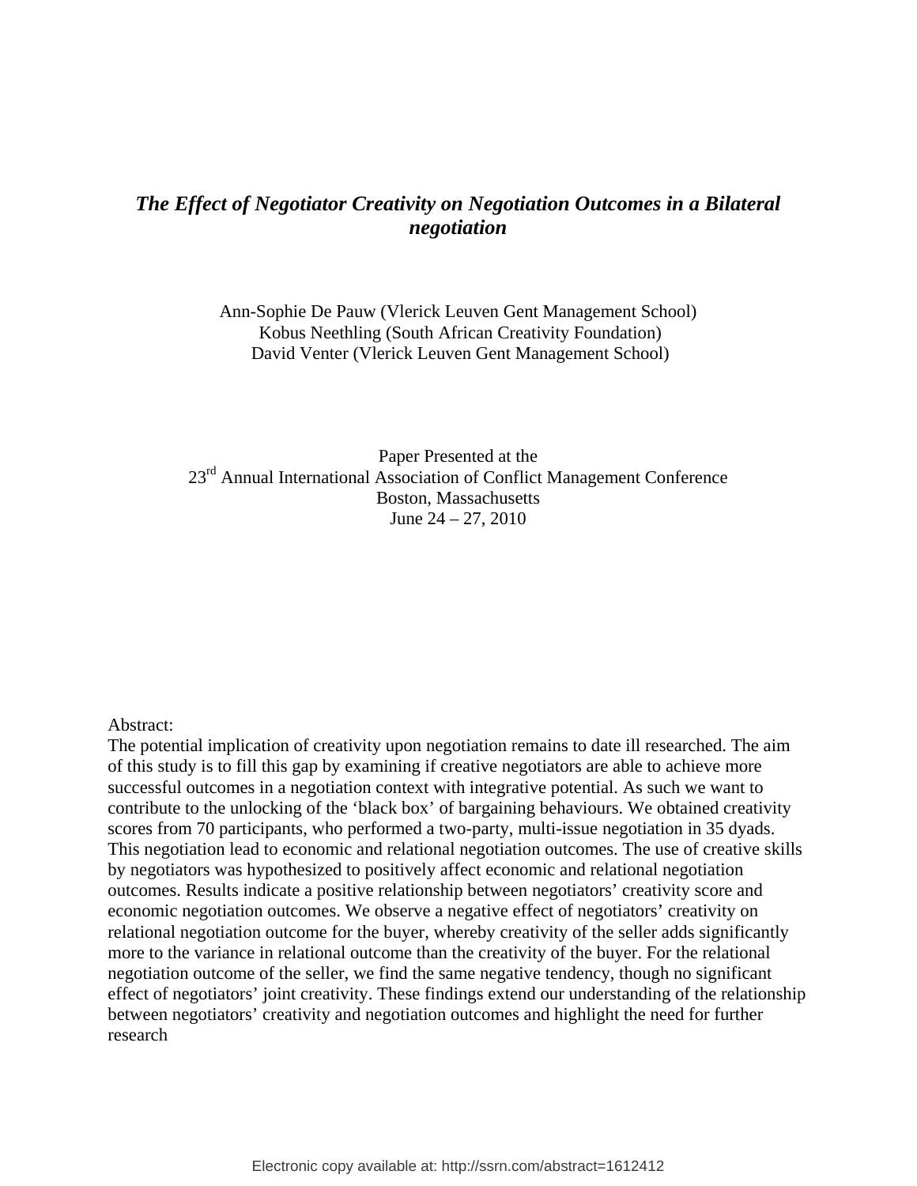# *The Effect of Negotiator Creativity on Negotiation Outcomes in a Bilateral negotiation*

Ann-Sophie De Pauw (Vlerick Leuven Gent Management School)
Kobus Neethling (South African Creativity Foundation)
David Venter (Vlerick Leuven Gent Management School)

Paper Presented at the
23rd Annual International Association of Conflict Management Conference
Boston, Massachusetts
June 24 – 27, 2010

Abstract:
The potential implication of creativity upon negotiation remains to date ill researched. The aim of this study is to fill this gap by examining if creative negotiators are able to achieve more successful outcomes in a negotiation context with integrative potential. As such we want to contribute to the unlocking of the 'black box' of bargaining behaviours. We obtained creativity scores from 70 participants, who performed a two-party, multi-issue negotiation in 35 dyads. This negotiation lead to economic and relational negotiation outcomes. The use of creative skills by negotiators was hypothesized to positively affect economic and relational negotiation outcomes. Results indicate a positive relationship between negotiators' creativity score and economic negotiation outcomes. We observe a negative effect of negotiators' creativity on relational negotiation outcome for the buyer, whereby creativity of the seller adds significantly more to the variance in relational outcome than the creativity of the buyer. For the relational negotiation outcome of the seller, we find the same negative tendency, though no significant effect of negotiators' joint creativity. These findings extend our understanding of the relationship between negotiators' creativity and negotiation outcomes and highlight the need for further research

Electronic copy available at: http://ssrn.com/abstract=1612412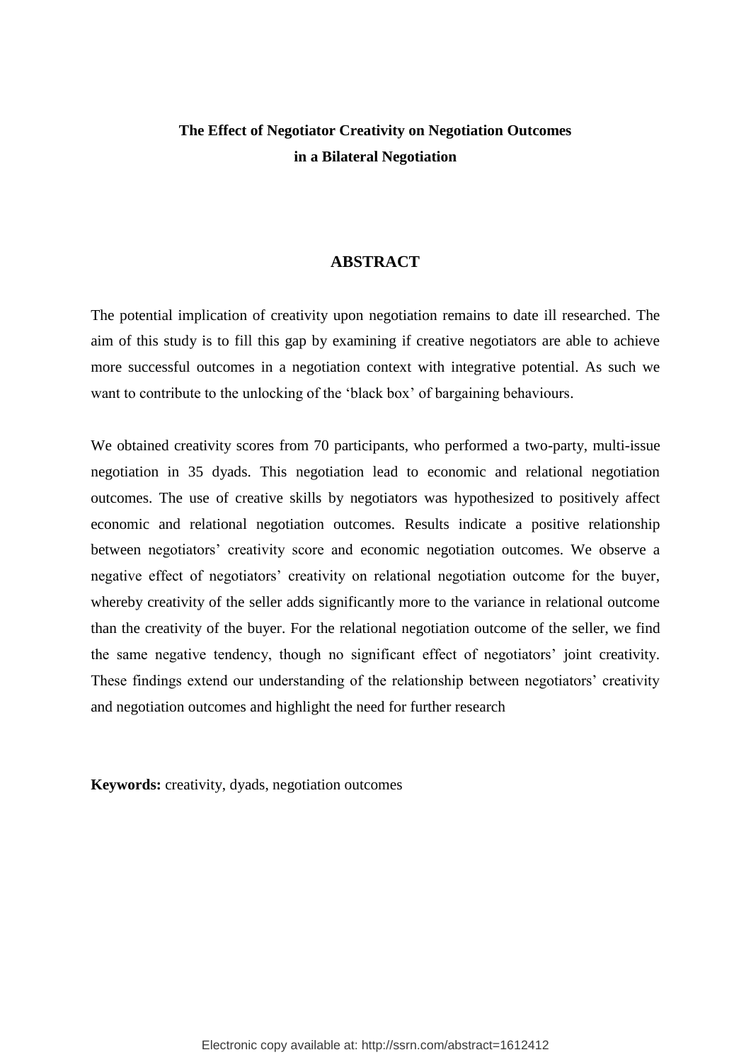**The Effect of Negotiator Creativity on Negotiation Outcomes in a Bilateral Negotiation**

## ABSTRACT

The potential implication of creativity upon negotiation remains to date ill researched. The aim of this study is to fill this gap by examining if creative negotiators are able to achieve more successful outcomes in a negotiation context with integrative potential. As such we want to contribute to the unlocking of the 'black box' of bargaining behaviours.

We obtained creativity scores from 70 participants, who performed a two-party, multi-issue negotiation in 35 dyads. This negotiation lead to economic and relational negotiation outcomes. The use of creative skills by negotiators was hypothesized to positively affect economic and relational negotiation outcomes. Results indicate a positive relationship between negotiators' creativity score and economic negotiation outcomes. We observe a negative effect of negotiators' creativity on relational negotiation outcome for the buyer, whereby creativity of the seller adds significantly more to the variance in relational outcome than the creativity of the buyer. For the relational negotiation outcome of the seller, we find the same negative tendency, though no significant effect of negotiators' joint creativity. These findings extend our understanding of the relationship between negotiators' creativity and negotiation outcomes and highlight the need for further research

**Keywords:** creativity, dyads, negotiation outcomes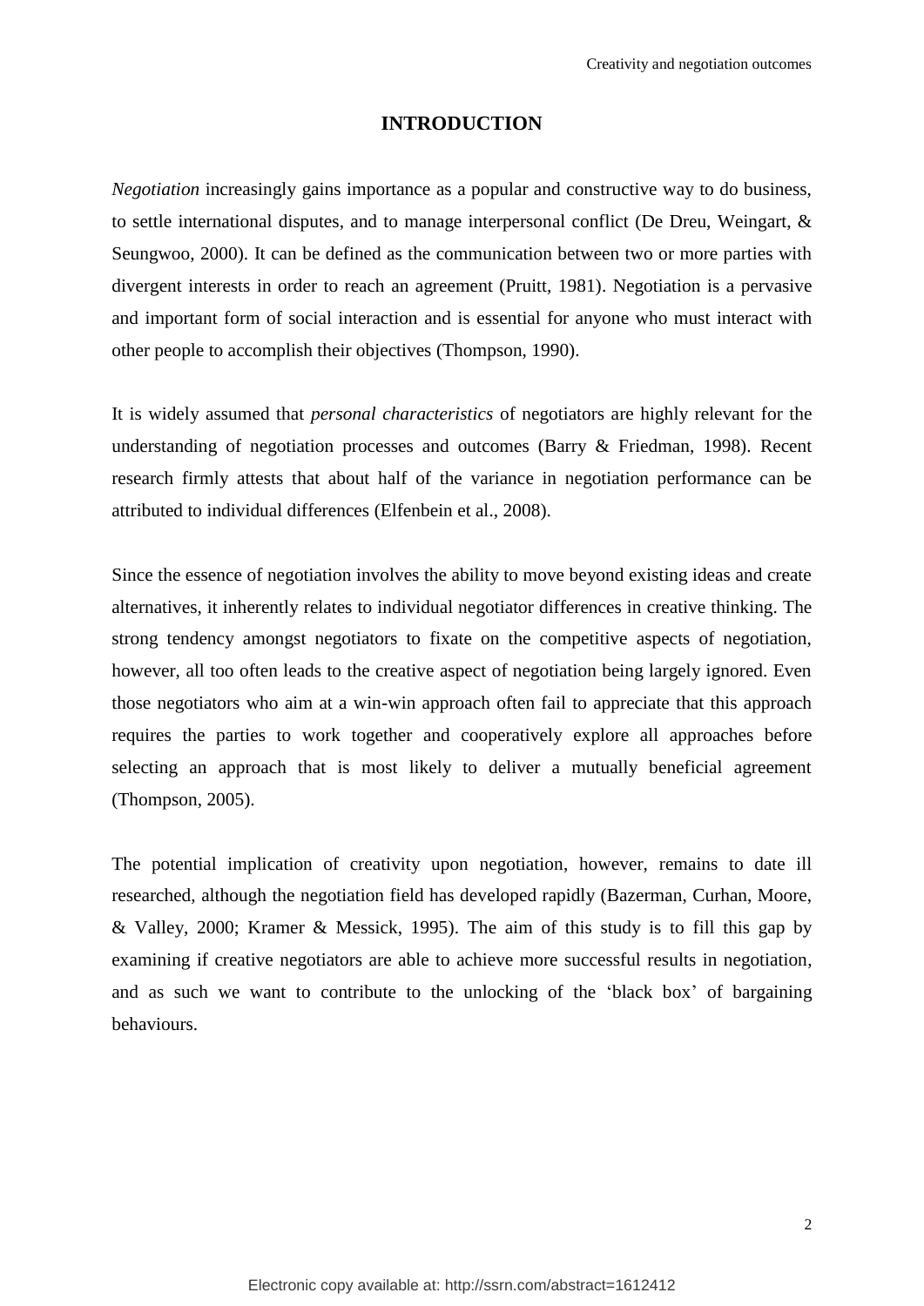# INTRODUCTION

*Negotiation* increasingly gains importance as a popular and constructive way to do business, to settle international disputes, and to manage interpersonal conflict (De Dreu, Weingart, & Seungwoo, 2000). It can be defined as the communication between two or more parties with divergent interests in order to reach an agreement (Pruitt, 1981). Negotiation is a pervasive and important form of social interaction and is essential for anyone who must interact with other people to accomplish their objectives (Thompson, 1990).

It is widely assumed that *personal characteristics* of negotiators are highly relevant for the understanding of negotiation processes and outcomes (Barry & Friedman, 1998). Recent research firmly attests that about half of the variance in negotiation performance can be attributed to individual differences (Elfenbein et al., 2008).

Since the essence of negotiation involves the ability to move beyond existing ideas and create alternatives, it inherently relates to individual negotiator differences in creative thinking. The strong tendency amongst negotiators to fixate on the competitive aspects of negotiation, however, all too often leads to the creative aspect of negotiation being largely ignored. Even those negotiators who aim at a win-win approach often fail to appreciate that this approach requires the parties to work together and cooperatively explore all approaches before selecting an approach that is most likely to deliver a mutually beneficial agreement (Thompson, 2005).

The potential implication of creativity upon negotiation, however, remains to date ill researched, although the negotiation field has developed rapidly (Bazerman, Curhan, Moore, & Valley, 2000; Kramer & Messick, 1995). The aim of this study is to fill this gap by examining if creative negotiators are able to achieve more successful results in negotiation, and as such we want to contribute to the unlocking of the 'black box' of bargaining behaviours.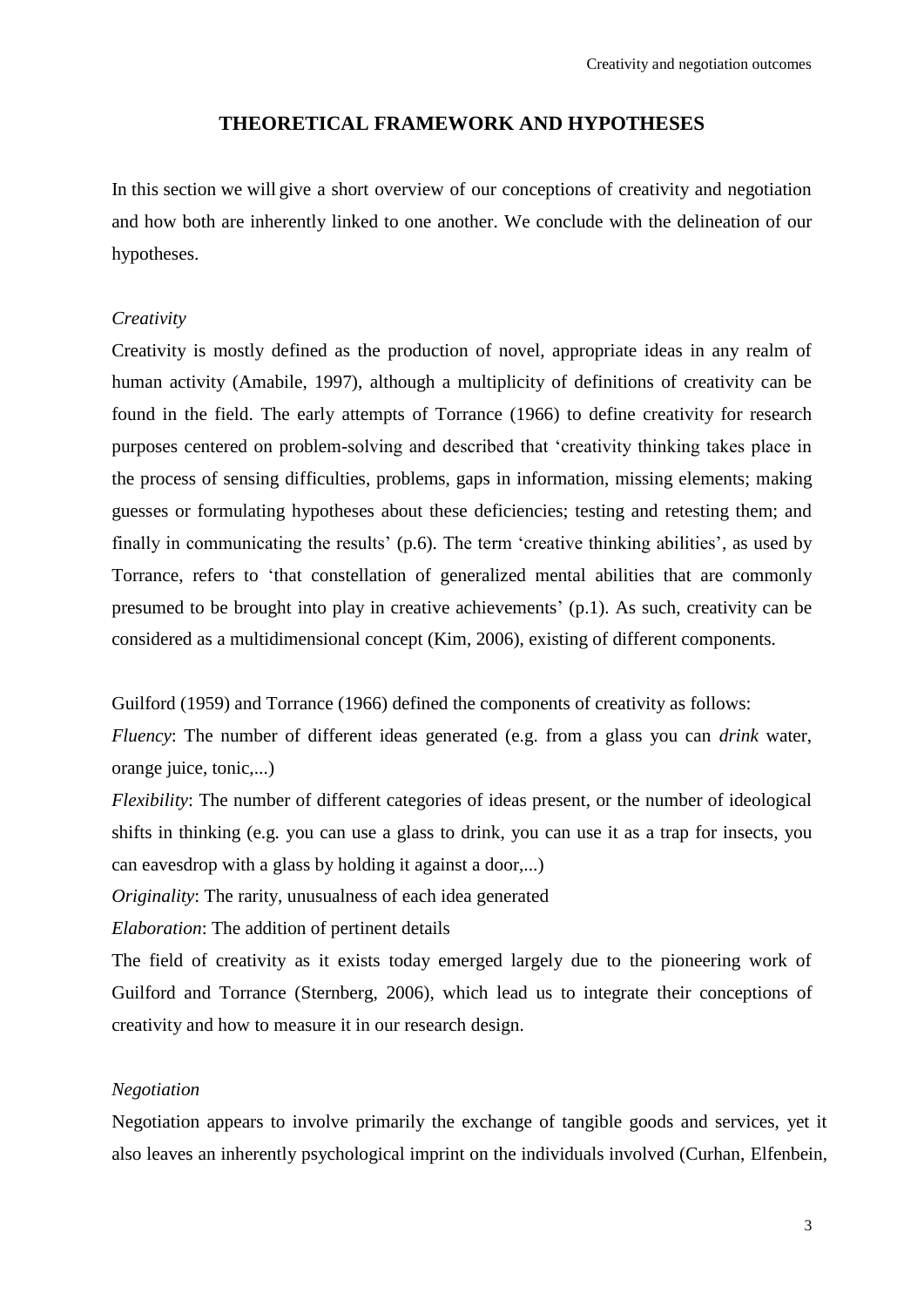## THEORETICAL FRAMEWORK AND HYPOTHESES

In this section we will give a short overview of our conceptions of creativity and negotiation and how both are inherently linked to one another. We conclude with the delineation of our hypotheses.

### *Creativity*

Creativity is mostly defined as the production of novel, appropriate ideas in any realm of human activity (Amabile, 1997), although a multiplicity of definitions of creativity can be found in the field. The early attempts of Torrance (1966) to define creativity for research purposes centered on problem-solving and described that 'creativity thinking takes place in the process of sensing difficulties, problems, gaps in information, missing elements; making guesses or formulating hypotheses about these deficiencies; testing and retesting them; and finally in communicating the results' (p.6). The term 'creative thinking abilities', as used by Torrance, refers to 'that constellation of generalized mental abilities that are commonly presumed to be brought into play in creative achievements' (p.1). As such, creativity can be considered as a multidimensional concept (Kim, 2006), existing of different components.

Guilford (1959) and Torrance (1966) defined the components of creativity as follows:

*Fluency*: The number of different ideas generated (e.g. from a glass you can *drink* water, orange juice, tonic,...)

*Flexibility*: The number of different categories of ideas present, or the number of ideological shifts in thinking (e.g. you can use a glass to drink, you can use it as a trap for insects, you can eavesdrop with a glass by holding it against a door,...)

*Originality*: The rarity, unusualness of each idea generated

*Elaboration*: The addition of pertinent details

The field of creativity as it exists today emerged largely due to the pioneering work of Guilford and Torrance (Sternberg, 2006), which lead us to integrate their conceptions of creativity and how to measure it in our research design.

### *Negotiation*

Negotiation appears to involve primarily the exchange of tangible goods and services, yet it also leaves an inherently psychological imprint on the individuals involved (Curhan, Elfenbein,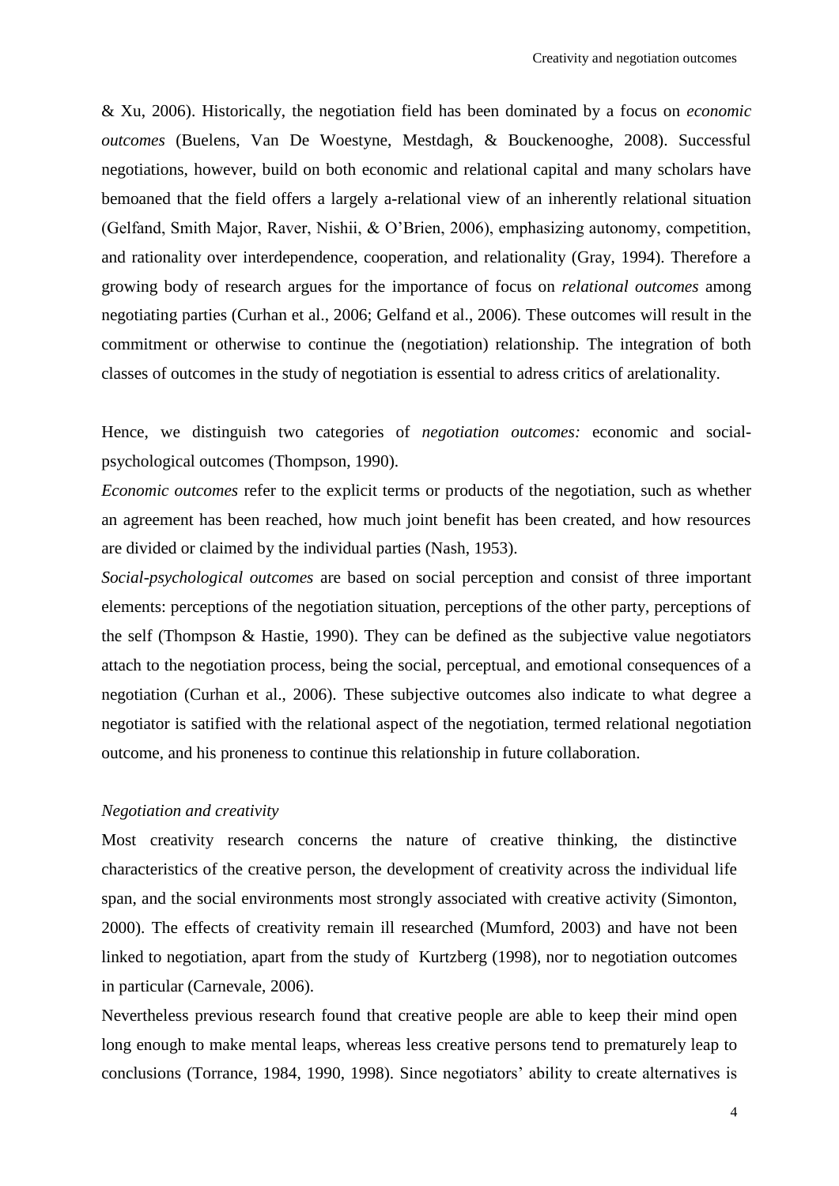& Xu, 2006). Historically, the negotiation field has been dominated by a focus on *economic outcomes* (Buelens, Van De Woestyne, Mestdagh, & Bouckenooghe, 2008). Successful negotiations, however, build on both economic and relational capital and many scholars have bemoaned that the field offers a largely a-relational view of an inherently relational situation (Gelfand, Smith Major, Raver, Nishii, & O'Brien, 2006), emphasizing autonomy, competition, and rationality over interdependence, cooperation, and relationality (Gray, 1994). Therefore a growing body of research argues for the importance of focus on *relational outcomes* among negotiating parties (Curhan et al., 2006; Gelfand et al., 2006). These outcomes will result in the commitment or otherwise to continue the (negotiation) relationship. The integration of both classes of outcomes in the study of negotiation is essential to adress critics of arelationality.

Hence, we distinguish two categories of *negotiation outcomes:* economic and social-psychological outcomes (Thompson, 1990).

*Economic outcomes* refer to the explicit terms or products of the negotiation, such as whether an agreement has been reached, how much joint benefit has been created, and how resources are divided or claimed by the individual parties (Nash, 1953).

*Social-psychological outcomes* are based on social perception and consist of three important elements: perceptions of the negotiation situation, perceptions of the other party, perceptions of the self (Thompson & Hastie, 1990). They can be defined as the subjective value negotiators attach to the negotiation process, being the social, perceptual, and emotional consequences of a negotiation (Curhan et al., 2006). These subjective outcomes also indicate to what degree a negotiator is satified with the relational aspect of the negotiation, termed relational negotiation outcome, and his proneness to continue this relationship in future collaboration.

*Negotiation and creativity*

Most creativity research concerns the nature of creative thinking, the distinctive characteristics of the creative person, the development of creativity across the individual life span, and the social environments most strongly associated with creative activity (Simonton, 2000). The effects of creativity remain ill researched (Mumford, 2003) and have not been linked to negotiation, apart from the study of Kurtzberg (1998), nor to negotiation outcomes in particular (Carnevale, 2006).

Nevertheless previous research found that creative people are able to keep their mind open long enough to make mental leaps, whereas less creative persons tend to prematurely leap to conclusions (Torrance, 1984, 1990, 1998). Since negotiators' ability to create alternatives is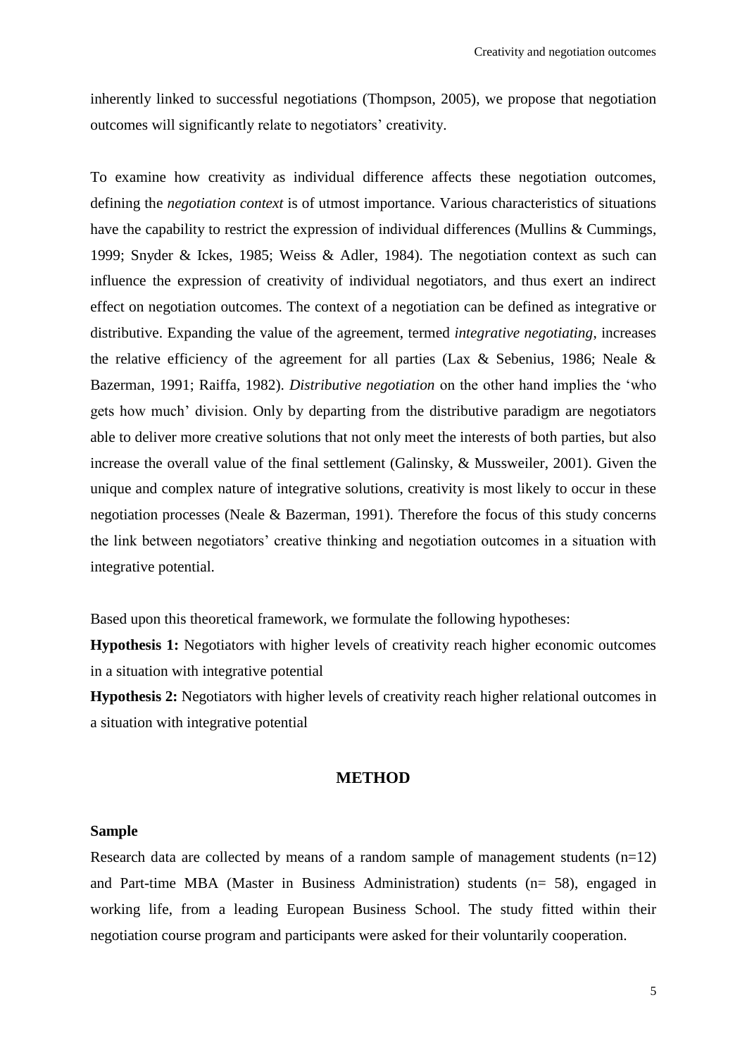inherently linked to successful negotiations (Thompson, 2005), we propose that negotiation outcomes will significantly relate to negotiators' creativity.

To examine how creativity as individual difference affects these negotiation outcomes, defining the *negotiation context* is of utmost importance. Various characteristics of situations have the capability to restrict the expression of individual differences (Mullins & Cummings, 1999; Snyder & Ickes, 1985; Weiss & Adler, 1984). The negotiation context as such can influence the expression of creativity of individual negotiators, and thus exert an indirect effect on negotiation outcomes. The context of a negotiation can be defined as integrative or distributive. Expanding the value of the agreement, termed *integrative negotiating*, increases the relative efficiency of the agreement for all parties (Lax & Sebenius, 1986; Neale & Bazerman, 1991; Raiffa, 1982). *Distributive negotiation* on the other hand implies the 'who gets how much' division. Only by departing from the distributive paradigm are negotiators able to deliver more creative solutions that not only meet the interests of both parties, but also increase the overall value of the final settlement (Galinsky, & Mussweiler, 2001). Given the unique and complex nature of integrative solutions, creativity is most likely to occur in these negotiation processes (Neale & Bazerman, 1991). Therefore the focus of this study concerns the link between negotiators' creative thinking and negotiation outcomes in a situation with integrative potential.

Based upon this theoretical framework, we formulate the following hypotheses:

**Hypothesis 1:** Negotiators with higher levels of creativity reach higher economic outcomes in a situation with integrative potential

**Hypothesis 2:** Negotiators with higher levels of creativity reach higher relational outcomes in a situation with integrative potential

## METHOD

### Sample

Research data are collected by means of a random sample of management students (n=12) and Part-time MBA (Master in Business Administration) students (n= 58), engaged in working life, from a leading European Business School. The study fitted within their negotiation course program and participants were asked for their voluntarily cooperation.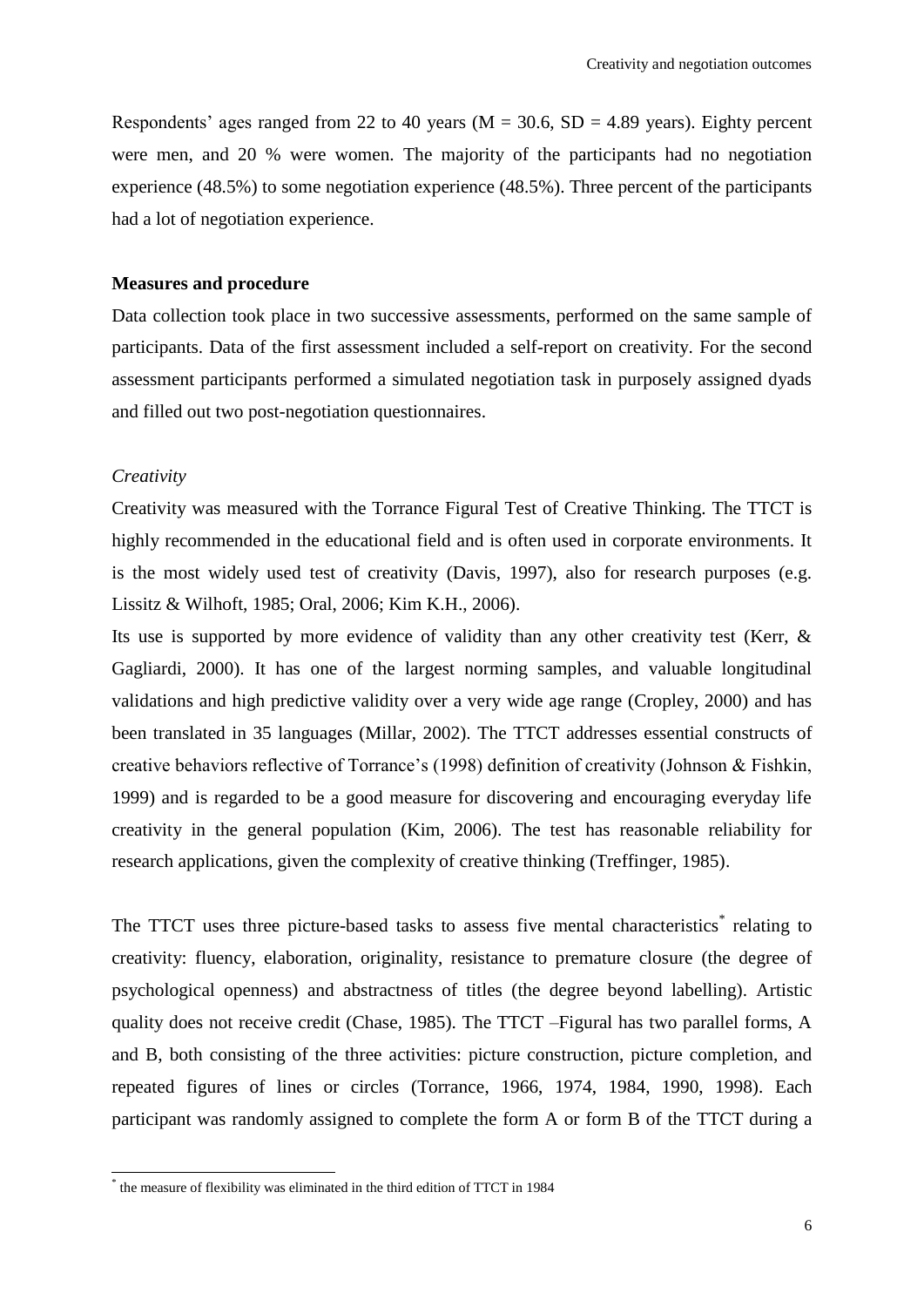Respondents' ages ranged from 22 to 40 years (M = 30.6, SD = 4.89 years). Eighty percent were men, and 20 % were women. The majority of the participants had no negotiation experience (48.5%) to some negotiation experience (48.5%). Three percent of the participants had a lot of negotiation experience.

## Measures and procedure

Data collection took place in two successive assessments, performed on the same sample of participants. Data of the first assessment included a self-report on creativity. For the second assessment participants performed a simulated negotiation task in purposely assigned dyads and filled out two post-negotiation questionnaires.

### *Creativity*

Creativity was measured with the Torrance Figural Test of Creative Thinking. The TTCT is highly recommended in the educational field and is often used in corporate environments. It is the most widely used test of creativity (Davis, 1997), also for research purposes (e.g. Lissitz & Wilhoft, 1985; Oral, 2006; Kim K.H., 2006).

Its use is supported by more evidence of validity than any other creativity test (Kerr, & Gagliardi, 2000). It has one of the largest norming samples, and valuable longitudinal validations and high predictive validity over a very wide age range (Cropley, 2000) and has been translated in 35 languages (Millar, 2002). The TTCT addresses essential constructs of creative behaviors reflective of Torrance's (1998) definition of creativity (Johnson & Fishkin, 1999) and is regarded to be a good measure for discovering and encouraging everyday life creativity in the general population (Kim, 2006). The test has reasonable reliability for research applications, given the complexity of creative thinking (Treffinger, 1985).

The TTCT uses three picture-based tasks to assess five mental characteristics* relating to creativity: fluency, elaboration, originality, resistance to premature closure (the degree of psychological openness) and abstractness of titles (the degree beyond labelling). Artistic quality does not receive credit (Chase, 1985). The TTCT –Figural has two parallel forms, A and B, both consisting of the three activities: picture construction, picture completion, and repeated figures of lines or circles (Torrance, 1966, 1974, 1984, 1990, 1998). Each participant was randomly assigned to complete the form A or form B of the TTCT during a

* the measure of flexibility was eliminated in the third edition of TTCT in 1984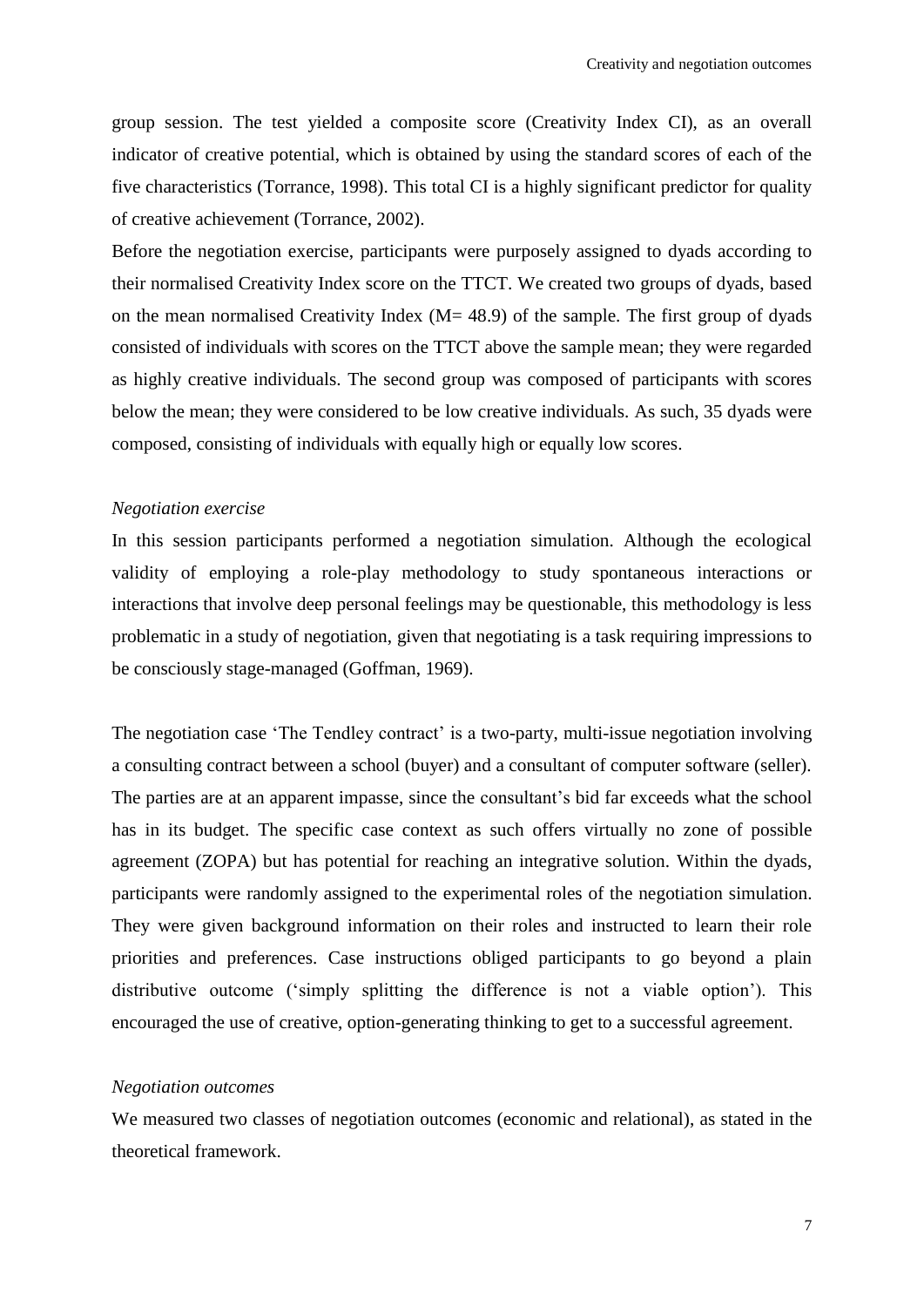group session. The test yielded a composite score (Creativity Index CI), as an overall indicator of creative potential, which is obtained by using the standard scores of each of the five characteristics (Torrance, 1998). This total CI is a highly significant predictor for quality of creative achievement (Torrance, 2002).

Before the negotiation exercise, participants were purposely assigned to dyads according to their normalised Creativity Index score on the TTCT. We created two groups of dyads, based on the mean normalised Creativity Index (M= 48.9) of the sample. The first group of dyads consisted of individuals with scores on the TTCT above the sample mean; they were regarded as highly creative individuals. The second group was composed of participants with scores below the mean; they were considered to be low creative individuals. As such, 35 dyads were composed, consisting of individuals with equally high or equally low scores.

*Negotiation exercise*

In this session participants performed a negotiation simulation. Although the ecological validity of employing a role-play methodology to study spontaneous interactions or interactions that involve deep personal feelings may be questionable, this methodology is less problematic in a study of negotiation, given that negotiating is a task requiring impressions to be consciously stage-managed (Goffman, 1969).

The negotiation case 'The Tendley contract' is a two-party, multi-issue negotiation involving a consulting contract between a school (buyer) and a consultant of computer software (seller). The parties are at an apparent impasse, since the consultant's bid far exceeds what the school has in its budget. The specific case context as such offers virtually no zone of possible agreement (ZOPA) but has potential for reaching an integrative solution. Within the dyads, participants were randomly assigned to the experimental roles of the negotiation simulation. They were given background information on their roles and instructed to learn their role priorities and preferences. Case instructions obliged participants to go beyond a plain distributive outcome ('simply splitting the difference is not a viable option'). This encouraged the use of creative, option-generating thinking to get to a successful agreement.

*Negotiation outcomes*

We measured two classes of negotiation outcomes (economic and relational), as stated in the theoretical framework.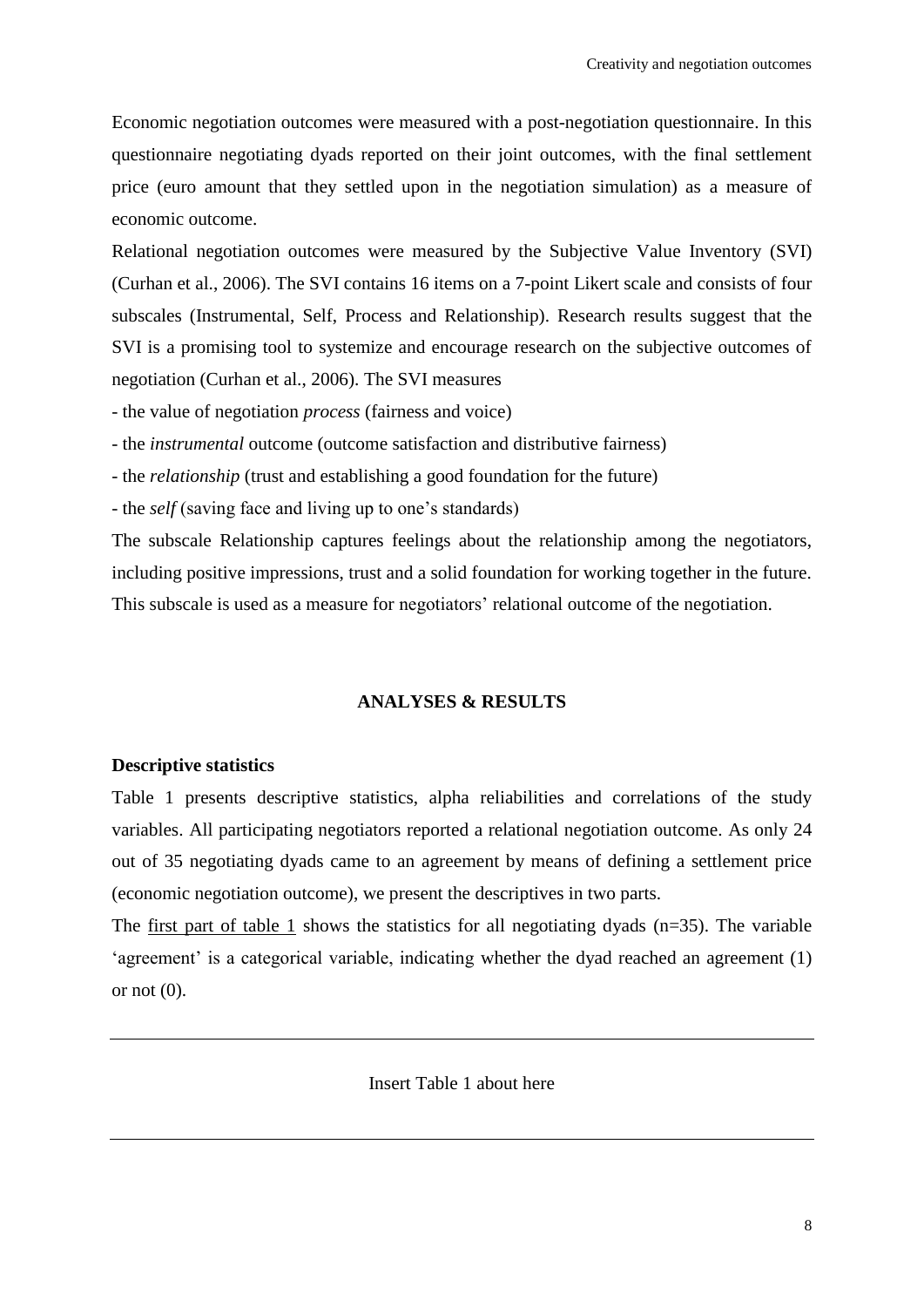Economic negotiation outcomes were measured with a post-negotiation questionnaire. In this questionnaire negotiating dyads reported on their joint outcomes, with the final settlement price (euro amount that they settled upon in the negotiation simulation) as a measure of economic outcome.

Relational negotiation outcomes were measured by the Subjective Value Inventory (SVI) (Curhan et al., 2006). The SVI contains 16 items on a 7-point Likert scale and consists of four subscales (Instrumental, Self, Process and Relationship). Research results suggest that the SVI is a promising tool to systemize and encourage research on the subjective outcomes of negotiation (Curhan et al., 2006). The SVI measures

- the value of negotiation *process* (fairness and voice)
- the *instrumental* outcome (outcome satisfaction and distributive fairness)
- the *relationship* (trust and establishing a good foundation for the future)
- the *self* (saving face and living up to one's standards)

The subscale Relationship captures feelings about the relationship among the negotiators, including positive impressions, trust and a solid foundation for working together in the future. This subscale is used as a measure for negotiators' relational outcome of the negotiation.

## ANALYSES & RESULTS

### Descriptive statistics

Table 1 presents descriptive statistics, alpha reliabilities and correlations of the study variables. All participating negotiators reported a relational negotiation outcome. As only 24 out of 35 negotiating dyads came to an agreement by means of defining a settlement price (economic negotiation outcome), we present the descriptives in two parts.

The first part of table 1 shows the statistics for all negotiating dyads (n=35). The variable 'agreement' is a categorical variable, indicating whether the dyad reached an agreement (1) or not (0).

---

Insert Table 1 about here

---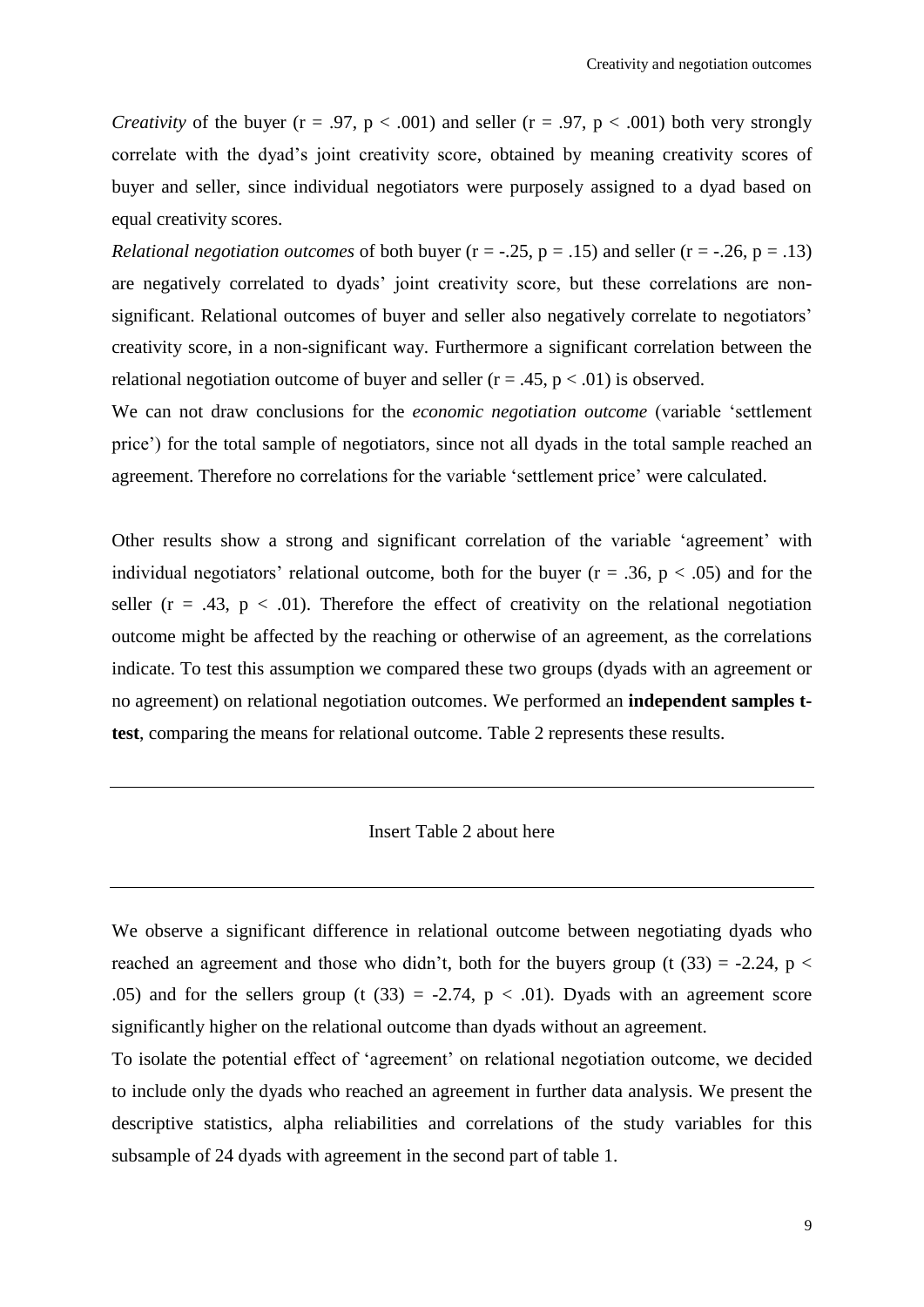*Creativity* of the buyer ($r = .97$, $p < .001$) and seller ($r = .97$, $p < .001$) both very strongly correlate with the dyad's joint creativity score, obtained by meaning creativity scores of buyer and seller, since individual negotiators were purposely assigned to a dyad based on equal creativity scores.

*Relational negotiation outcomes* of both buyer ($r = -.25$, $p = .15$) and seller ($r = -.26$, $p = .13$) are negatively correlated to dyads' joint creativity score, but these correlations are non-significant. Relational outcomes of buyer and seller also negatively correlate to negotiators' creativity score, in a non-significant way. Furthermore a significant correlation between the relational negotiation outcome of buyer and seller ($r = .45$, $p < .01$) is observed.

We can not draw conclusions for the *economic negotiation outcome* (variable 'settlement price') for the total sample of negotiators, since not all dyads in the total sample reached an agreement. Therefore no correlations for the variable 'settlement price' were calculated.

Other results show a strong and significant correlation of the variable 'agreement' with individual negotiators' relational outcome, both for the buyer ($r = .36$, $p < .05$) and for the seller ($r = .43$, $p < .01$). Therefore the effect of creativity on the relational negotiation outcome might be affected by the reaching or otherwise of an agreement, as the correlations indicate. To test this assumption we compared these two groups (dyads with an agreement or no agreement) on relational negotiation outcomes. We performed an **independent samples t-test**, comparing the means for relational outcome. Table 2 represents these results.

---

Insert Table 2 about here

---

We observe a significant difference in relational outcome between negotiating dyads who reached an agreement and those who didn't, both for the buyers group ($t(33) = -2.24$, $p < .05$) and for the sellers group ($t(33) = -2.74$, $p < .01$). Dyads with an agreement score significantly higher on the relational outcome than dyads without an agreement.

To isolate the potential effect of 'agreement' on relational negotiation outcome, we decided to include only the dyads who reached an agreement in further data analysis. We present the descriptive statistics, alpha reliabilities and correlations of the study variables for this subsample of 24 dyads with agreement in the second part of table 1.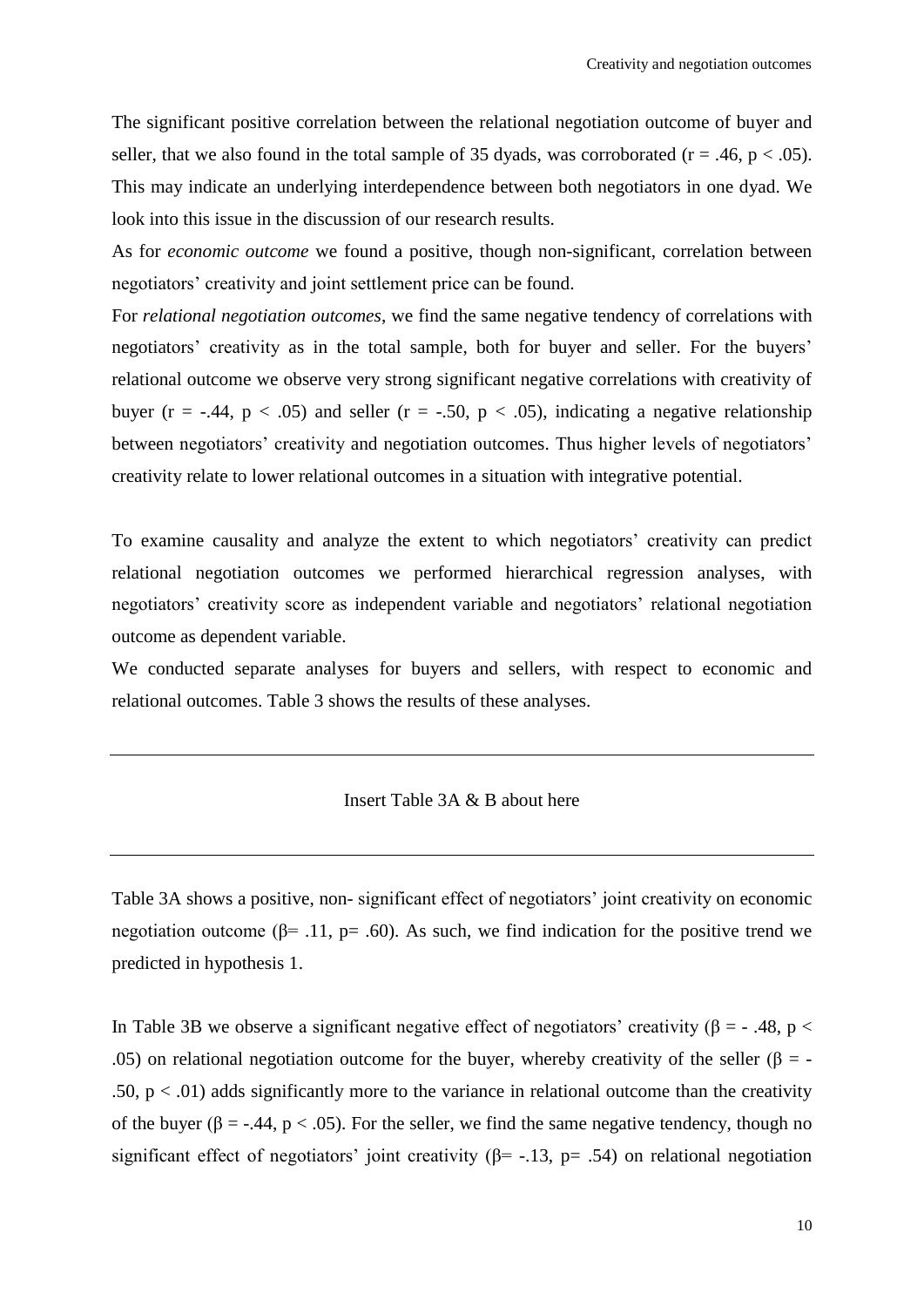The significant positive correlation between the relational negotiation outcome of buyer and seller, that we also found in the total sample of 35 dyads, was corroborated ($r = .46$, $p < .05$). This may indicate an underlying interdependence between both negotiators in one dyad. We look into this issue in the discussion of our research results.

As for *economic outcome* we found a positive, though non-significant, correlation between negotiators' creativity and joint settlement price can be found.

For *relational negotiation outcomes*, we find the same negative tendency of correlations with negotiators' creativity as in the total sample, both for buyer and seller. For the buyers' relational outcome we observe very strong significant negative correlations with creativity of buyer ($r = -.44$, $p < .05$) and seller ($r = -.50$, $p < .05$), indicating a negative relationship between negotiators' creativity and negotiation outcomes. Thus higher levels of negotiators' creativity relate to lower relational outcomes in a situation with integrative potential.

To examine causality and analyze the extent to which negotiators' creativity can predict relational negotiation outcomes we performed hierarchical regression analyses, with negotiators' creativity score as independent variable and negotiators' relational negotiation outcome as dependent variable.

We conducted separate analyses for buyers and sellers, with respect to economic and relational outcomes. Table 3 shows the results of these analyses.

---

Insert Table 3A & B about here

---

Table 3A shows a positive, non- significant effect of negotiators' joint creativity on economic negotiation outcome ($\beta = .11$, $p = .60$). As such, we find indication for the positive trend we predicted in hypothesis 1.

In Table 3B we observe a significant negative effect of negotiators' creativity ($\beta = -.48$, $p < .05$) on relational negotiation outcome for the buyer, whereby creativity of the seller ($\beta = -.50$, $p < .01$) adds significantly more to the variance in relational outcome than the creativity of the buyer ($\beta = -.44$, $p < .05$). For the seller, we find the same negative tendency, though no significant effect of negotiators' joint creativity ($\beta = -.13$, $p = .54$) on relational negotiation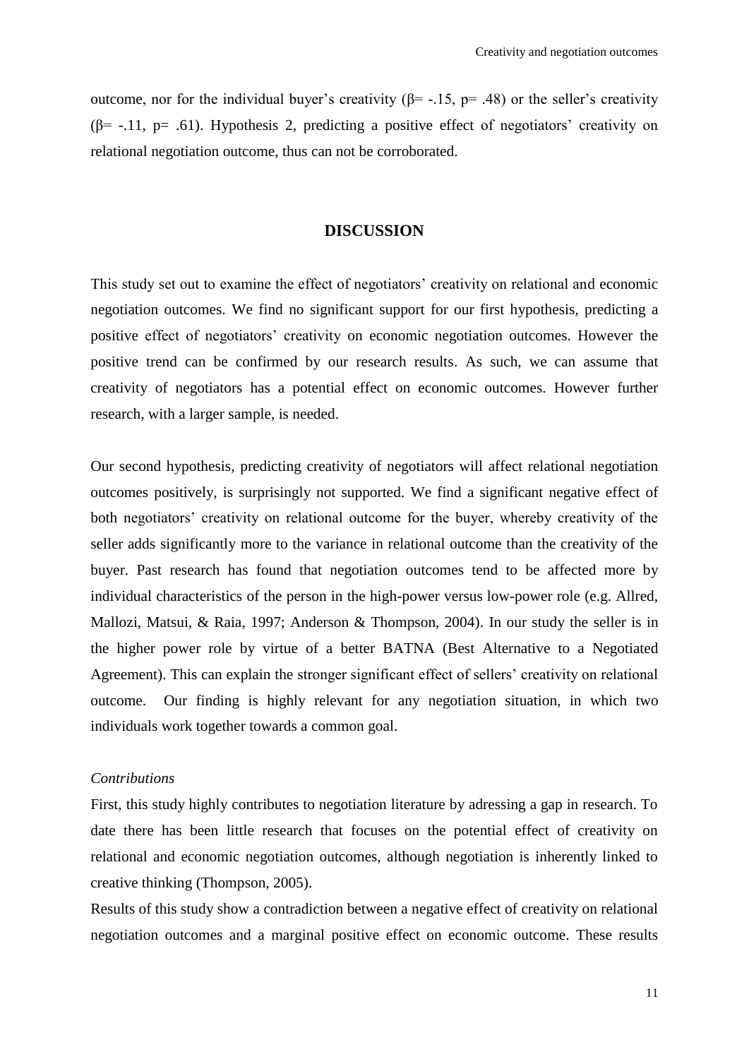outcome, nor for the individual buyer's creativity ($\beta$= -.15, p= .48) or the seller's creativity ($\beta$= -.11, p= .61). Hypothesis 2, predicting a positive effect of negotiators' creativity on relational negotiation outcome, thus can not be corroborated.

## DISCUSSION

This study set out to examine the effect of negotiators' creativity on relational and economic negotiation outcomes. We find no significant support for our first hypothesis, predicting a positive effect of negotiators' creativity on economic negotiation outcomes. However the positive trend can be confirmed by our research results. As such, we can assume that creativity of negotiators has a potential effect on economic outcomes. However further research, with a larger sample, is needed.

Our second hypothesis, predicting creativity of negotiators will affect relational negotiation outcomes positively, is surprisingly not supported. We find a significant negative effect of both negotiators' creativity on relational outcome for the buyer, whereby creativity of the seller adds significantly more to the variance in relational outcome than the creativity of the buyer. Past research has found that negotiation outcomes tend to be affected more by individual characteristics of the person in the high-power versus low-power role (e.g. Allred, Mallozi, Matsui, & Raia, 1997; Anderson & Thompson, 2004). In our study the seller is in the higher power role by virtue of a better BATNA (Best Alternative to a Negotiated Agreement). This can explain the stronger significant effect of sellers' creativity on relational outcome. Our finding is highly relevant for any negotiation situation, in which two individuals work together towards a common goal.

*Contributions*

First, this study highly contributes to negotiation literature by adressing a gap in research. To date there has been little research that focuses on the potential effect of creativity on relational and economic negotiation outcomes, although negotiation is inherently linked to creative thinking (Thompson, 2005).

Results of this study show a contradiction between a negative effect of creativity on relational negotiation outcomes and a marginal positive effect on economic outcome. These results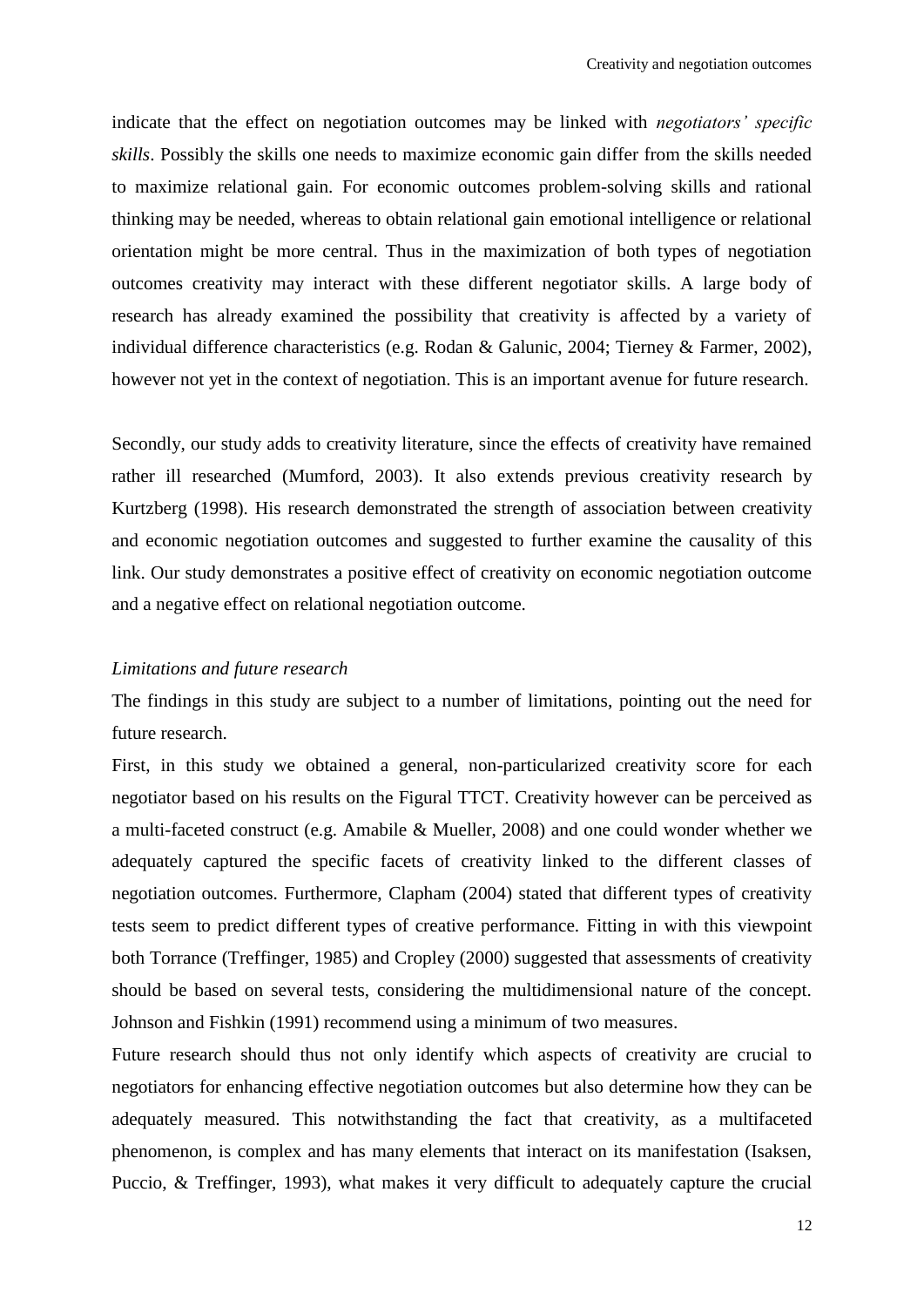indicate that the effect on negotiation outcomes may be linked with *negotiators' specific skills*. Possibly the skills one needs to maximize economic gain differ from the skills needed to maximize relational gain. For economic outcomes problem-solving skills and rational thinking may be needed, whereas to obtain relational gain emotional intelligence or relational orientation might be more central. Thus in the maximization of both types of negotiation outcomes creativity may interact with these different negotiator skills. A large body of research has already examined the possibility that creativity is affected by a variety of individual difference characteristics (e.g. Rodan & Galunic, 2004; Tierney & Farmer, 2002), however not yet in the context of negotiation. This is an important avenue for future research.

Secondly, our study adds to creativity literature, since the effects of creativity have remained rather ill researched (Mumford, 2003). It also extends previous creativity research by Kurtzberg (1998). His research demonstrated the strength of association between creativity and economic negotiation outcomes and suggested to further examine the causality of this link. Our study demonstrates a positive effect of creativity on economic negotiation outcome and a negative effect on relational negotiation outcome.

*Limitations and future research*

The findings in this study are subject to a number of limitations, pointing out the need for future research.

First, in this study we obtained a general, non-particularized creativity score for each negotiator based on his results on the Figural TTCT. Creativity however can be perceived as a multi-faceted construct (e.g. Amabile & Mueller, 2008) and one could wonder whether we adequately captured the specific facets of creativity linked to the different classes of negotiation outcomes. Furthermore, Clapham (2004) stated that different types of creativity tests seem to predict different types of creative performance. Fitting in with this viewpoint both Torrance (Treffinger, 1985) and Cropley (2000) suggested that assessments of creativity should be based on several tests, considering the multidimensional nature of the concept. Johnson and Fishkin (1991) recommend using a minimum of two measures.

Future research should thus not only identify which aspects of creativity are crucial to negotiators for enhancing effective negotiation outcomes but also determine how they can be adequately measured. This notwithstanding the fact that creativity, as a multifaceted phenomenon, is complex and has many elements that interact on its manifestation (Isaksen, Puccio, & Treffinger, 1993), what makes it very difficult to adequately capture the crucial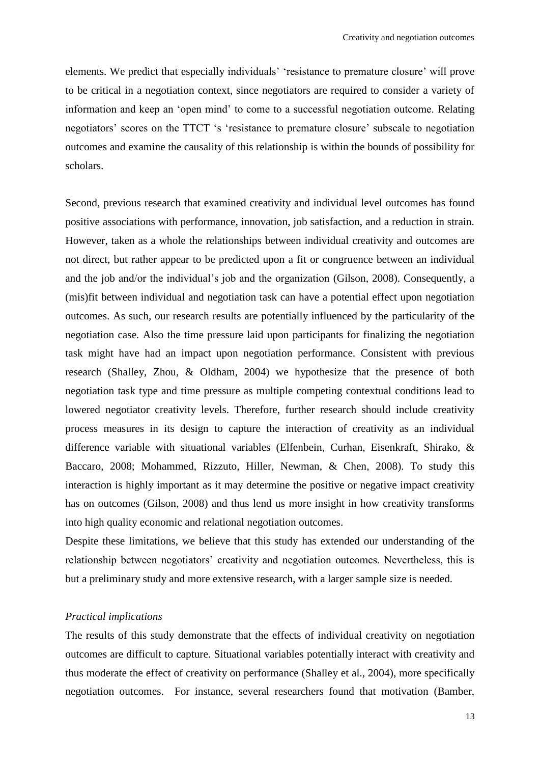elements. We predict that especially individuals' 'resistance to premature closure' will prove to be critical in a negotiation context, since negotiators are required to consider a variety of information and keep an 'open mind' to come to a successful negotiation outcome. Relating negotiators' scores on the TTCT 's 'resistance to premature closure' subscale to negotiation outcomes and examine the causality of this relationship is within the bounds of possibility for scholars.

Second, previous research that examined creativity and individual level outcomes has found positive associations with performance, innovation, job satisfaction, and a reduction in strain. However, taken as a whole the relationships between individual creativity and outcomes are not direct, but rather appear to be predicted upon a fit or congruence between an individual and the job and/or the individual's job and the organization (Gilson, 2008). Consequently, a (mis)fit between individual and negotiation task can have a potential effect upon negotiation outcomes. As such, our research results are potentially influenced by the particularity of the negotiation case. Also the time pressure laid upon participants for finalizing the negotiation task might have had an impact upon negotiation performance. Consistent with previous research (Shalley, Zhou, & Oldham, 2004) we hypothesize that the presence of both negotiation task type and time pressure as multiple competing contextual conditions lead to lowered negotiator creativity levels. Therefore, further research should include creativity process measures in its design to capture the interaction of creativity as an individual difference variable with situational variables (Elfenbein, Curhan, Eisenkraft, Shirako, & Baccaro, 2008; Mohammed, Rizzuto, Hiller, Newman, & Chen, 2008). To study this interaction is highly important as it may determine the positive or negative impact creativity has on outcomes (Gilson, 2008) and thus lend us more insight in how creativity transforms into high quality economic and relational negotiation outcomes.

Despite these limitations, we believe that this study has extended our understanding of the relationship between negotiators' creativity and negotiation outcomes. Nevertheless, this is but a preliminary study and more extensive research, with a larger sample size is needed.

*Practical implications*

The results of this study demonstrate that the effects of individual creativity on negotiation outcomes are difficult to capture. Situational variables potentially interact with creativity and thus moderate the effect of creativity on performance (Shalley et al., 2004), more specifically negotiation outcomes. For instance, several researchers found that motivation (Bamber,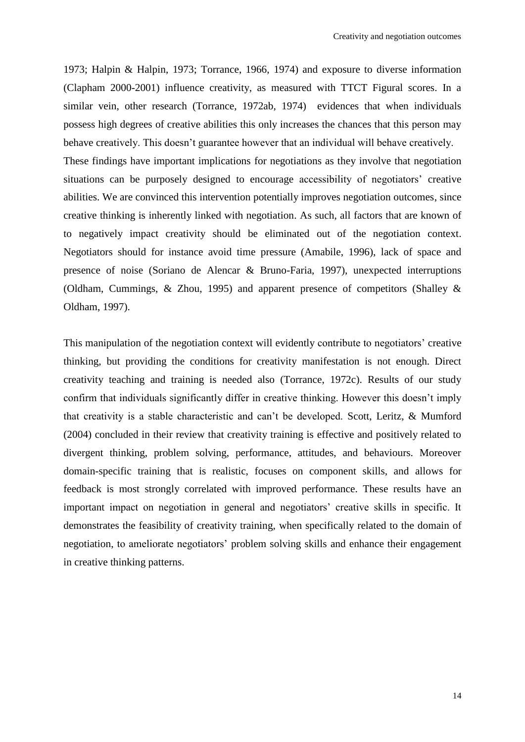1973; Halpin & Halpin, 1973; Torrance, 1966, 1974) and exposure to diverse information (Clapham 2000-2001) influence creativity, as measured with TTCT Figural scores. In a similar vein, other research (Torrance, 1972ab, 1974) evidences that when individuals possess high degrees of creative abilities this only increases the chances that this person may behave creatively. This doesn't guarantee however that an individual will behave creatively.
These findings have important implications for negotiations as they involve that negotiation situations can be purposely designed to encourage accessibility of negotiators' creative abilities. We are convinced this intervention potentially improves negotiation outcomes, since creative thinking is inherently linked with negotiation. As such, all factors that are known of to negatively impact creativity should be eliminated out of the negotiation context. Negotiators should for instance avoid time pressure (Amabile, 1996), lack of space and presence of noise (Soriano de Alencar & Bruno-Faria, 1997), unexpected interruptions (Oldham, Cummings, & Zhou, 1995) and apparent presence of competitors (Shalley & Oldham, 1997).

This manipulation of the negotiation context will evidently contribute to negotiators' creative thinking, but providing the conditions for creativity manifestation is not enough. Direct creativity teaching and training is needed also (Torrance, 1972c). Results of our study confirm that individuals significantly differ in creative thinking. However this doesn't imply that creativity is a stable characteristic and can't be developed. Scott, Leritz, & Mumford (2004) concluded in their review that creativity training is effective and positively related to divergent thinking, problem solving, performance, attitudes, and behaviours. Moreover domain-specific training that is realistic, focuses on component skills, and allows for feedback is most strongly correlated with improved performance. These results have an important impact on negotiation in general and negotiators' creative skills in specific. It demonstrates the feasibility of creativity training, when specifically related to the domain of negotiation, to ameliorate negotiators' problem solving skills and enhance their engagement in creative thinking patterns.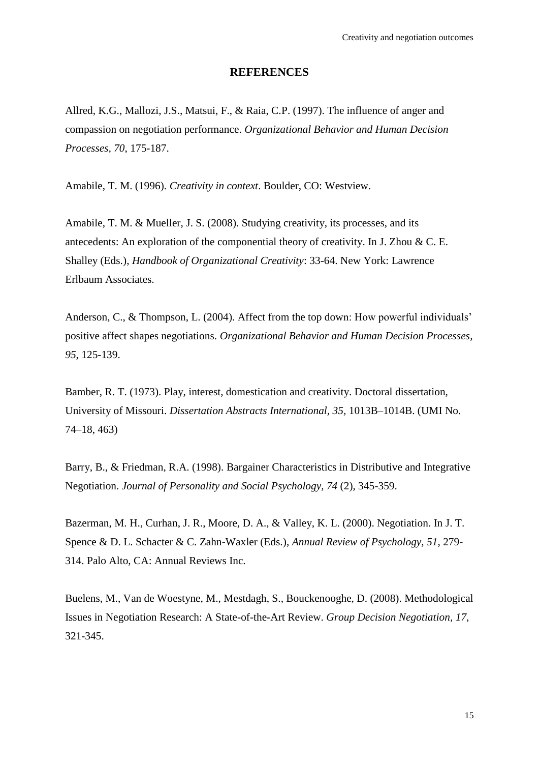## REFERENCES

Allred, K.G., Mallozi, J.S., Matsui, F., & Raia, C.P. (1997). The influence of anger and compassion on negotiation performance. *Organizational Behavior and Human Decision Processes, 70*, 175-187.

Amabile, T. M. (1996). *Creativity in context*. Boulder, CO: Westview.

Amabile, T. M. & Mueller, J. S. (2008). Studying creativity, its processes, and its antecedents: An exploration of the componential theory of creativity. In J. Zhou & C. E. Shalley (Eds.), *Handbook of Organizational Creativity*: 33-64. New York: Lawrence Erlbaum Associates.

Anderson, C., & Thompson, L. (2004). Affect from the top down: How powerful individuals' positive affect shapes negotiations. *Organizational Behavior and Human Decision Processes, 95*, 125-139.

Bamber, R. T. (1973). Play, interest, domestication and creativity. Doctoral dissertation, University of Missouri. *Dissertation Abstracts International, 35,* 1013B–1014B. (UMI No. 74–18, 463)

Barry, B., & Friedman, R.A. (1998). Bargainer Characteristics in Distributive and Integrative Negotiation. *Journal of Personality and Social Psychology, 74* (2), 345-359.

Bazerman, M. H., Curhan, J. R., Moore, D. A., & Valley, K. L. (2000). Negotiation. In J. T. Spence & D. L. Schacter & C. Zahn-Waxler (Eds.), *Annual Review of Psychology, 51*, 279-314. Palo Alto, CA: Annual Reviews Inc.

Buelens, M., Van de Woestyne, M., Mestdagh, S., Bouckenooghe, D. (2008). Methodological Issues in Negotiation Research: A State-of-the-Art Review. *Group Decision Negotiation, 17*, 321-345.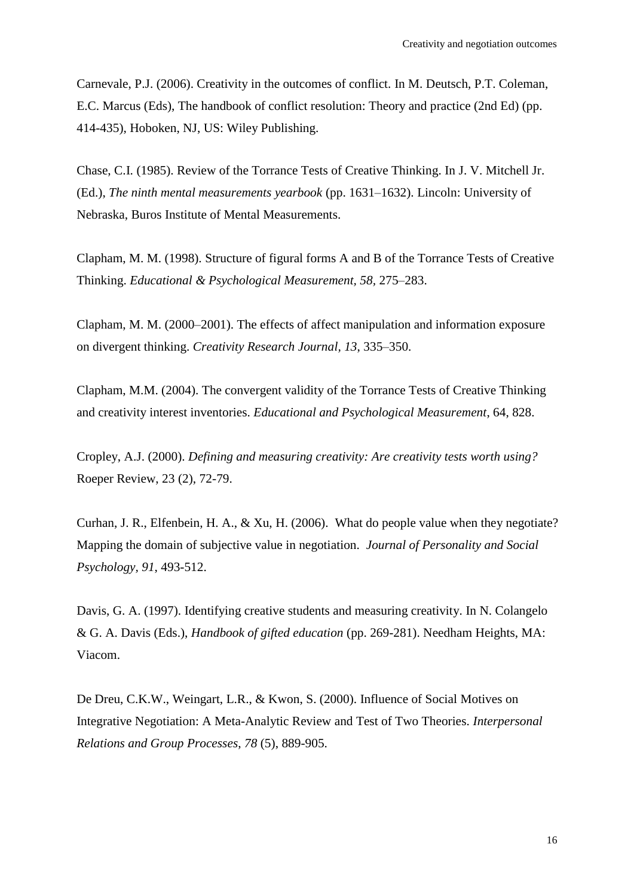Carnevale, P.J. (2006). Creativity in the outcomes of conflict. In M. Deutsch, P.T. Coleman, E.C. Marcus (Eds), The handbook of conflict resolution: Theory and practice (2nd Ed) (pp. 414-435), Hoboken, NJ, US: Wiley Publishing.

Chase, C.I. (1985). Review of the Torrance Tests of Creative Thinking. In J. V. Mitchell Jr. (Ed.), *The ninth mental measurements yearbook* (pp. 1631–1632). Lincoln: University of Nebraska, Buros Institute of Mental Measurements.

Clapham, M. M. (1998). Structure of figural forms A and B of the Torrance Tests of Creative Thinking. *Educational & Psychological Measurement, 58,* 275–283.

Clapham, M. M. (2000–2001). The effects of affect manipulation and information exposure on divergent thinking. *Creativity Research Journal, 13*, 335–350.

Clapham, M.M. (2004). The convergent validity of the Torrance Tests of Creative Thinking and creativity interest inventories. *Educational and Psychological Measurement*, 64, 828.

Cropley, A.J. (2000). *Defining and measuring creativity: Are creativity tests worth using?* Roeper Review, 23 (2), 72-79.

Curhan, J. R., Elfenbein, H. A., & Xu, H. (2006). What do people value when they negotiate? Mapping the domain of subjective value in negotiation. *Journal of Personality and Social Psychology, 91*, 493-512.

Davis, G. A. (1997). Identifying creative students and measuring creativity. In N. Colangelo & G. A. Davis (Eds.), *Handbook of gifted education* (pp. 269-281). Needham Heights, MA: Viacom.

De Dreu, C.K.W., Weingart, L.R., & Kwon, S. (2000). Influence of Social Motives on Integrative Negotiation: A Meta-Analytic Review and Test of Two Theories. *Interpersonal Relations and Group Processes, 78* (5), 889-905.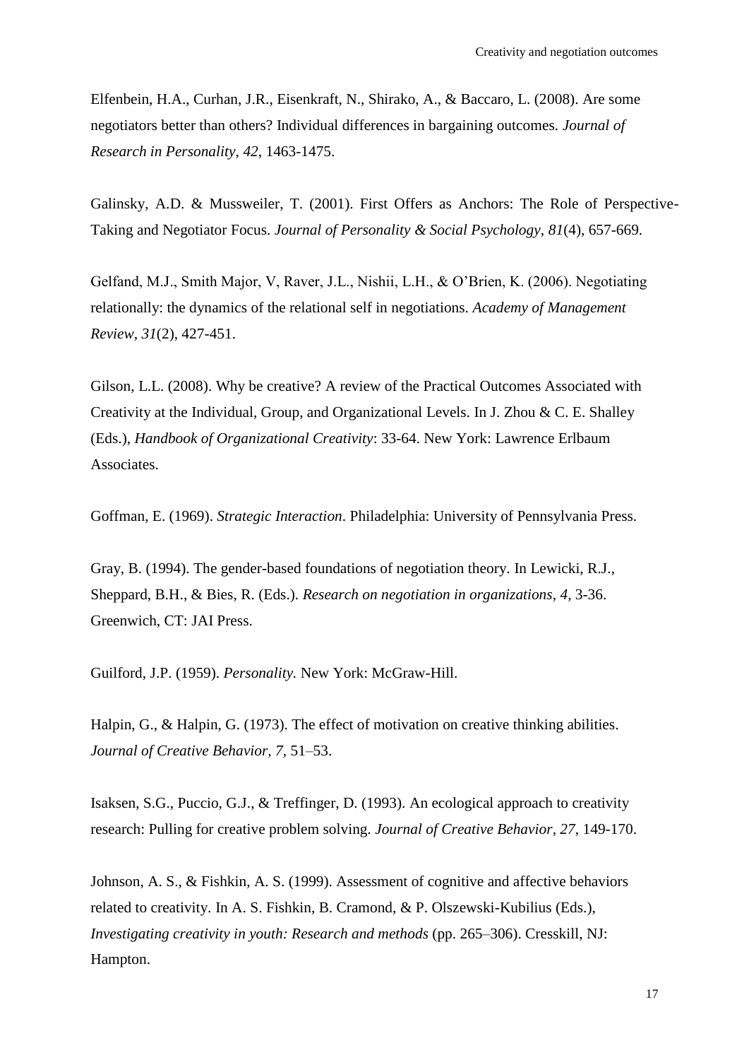Elfenbein, H.A., Curhan, J.R., Eisenkraft, N., Shirako, A., & Baccaro, L. (2008). Are some negotiators better than others? Individual differences in bargaining outcomes. *Journal of Research in Personality, 42*, 1463-1475.

Galinsky, A.D. & Mussweiler, T. (2001). First Offers as Anchors: The Role of Perspective-Taking and Negotiator Focus. *Journal of Personality & Social Psychology, 81*(4), 657-669.

Gelfand, M.J., Smith Major, V, Raver, J.L., Nishii, L.H., & O'Brien, K. (2006). Negotiating relationally: the dynamics of the relational self in negotiations. *Academy of Management Review, 31*(2), 427-451.

Gilson, L.L. (2008). Why be creative? A review of the Practical Outcomes Associated with Creativity at the Individual, Group, and Organizational Levels. In J. Zhou & C. E. Shalley (Eds.), *Handbook of Organizational Creativity*: 33-64. New York: Lawrence Erlbaum Associates.

Goffman, E. (1969). *Strategic Interaction*. Philadelphia: University of Pennsylvania Press.

Gray, B. (1994). The gender-based foundations of negotiation theory. In Lewicki, R.J., Sheppard, B.H., & Bies, R. (Eds.). *Research on negotiation in organizations, 4,* 3-36. Greenwich, CT: JAI Press.

Guilford, J.P. (1959). *Personality.* New York: McGraw-Hill.

Halpin, G., & Halpin, G. (1973). The effect of motivation on creative thinking abilities. *Journal of Creative Behavior, 7,* 51–53.

Isaksen, S.G., Puccio, G.J., & Treffinger, D. (1993). An ecological approach to creativity research: Pulling for creative problem solving. *Journal of Creative Behavior, 27*, 149-170.

Johnson, A. S., & Fishkin, A. S. (1999). Assessment of cognitive and affective behaviors related to creativity. In A. S. Fishkin, B. Cramond, & P. Olszewski-Kubilius (Eds.), *Investigating creativity in youth: Research and methods* (pp. 265–306). Cresskill, NJ: Hampton.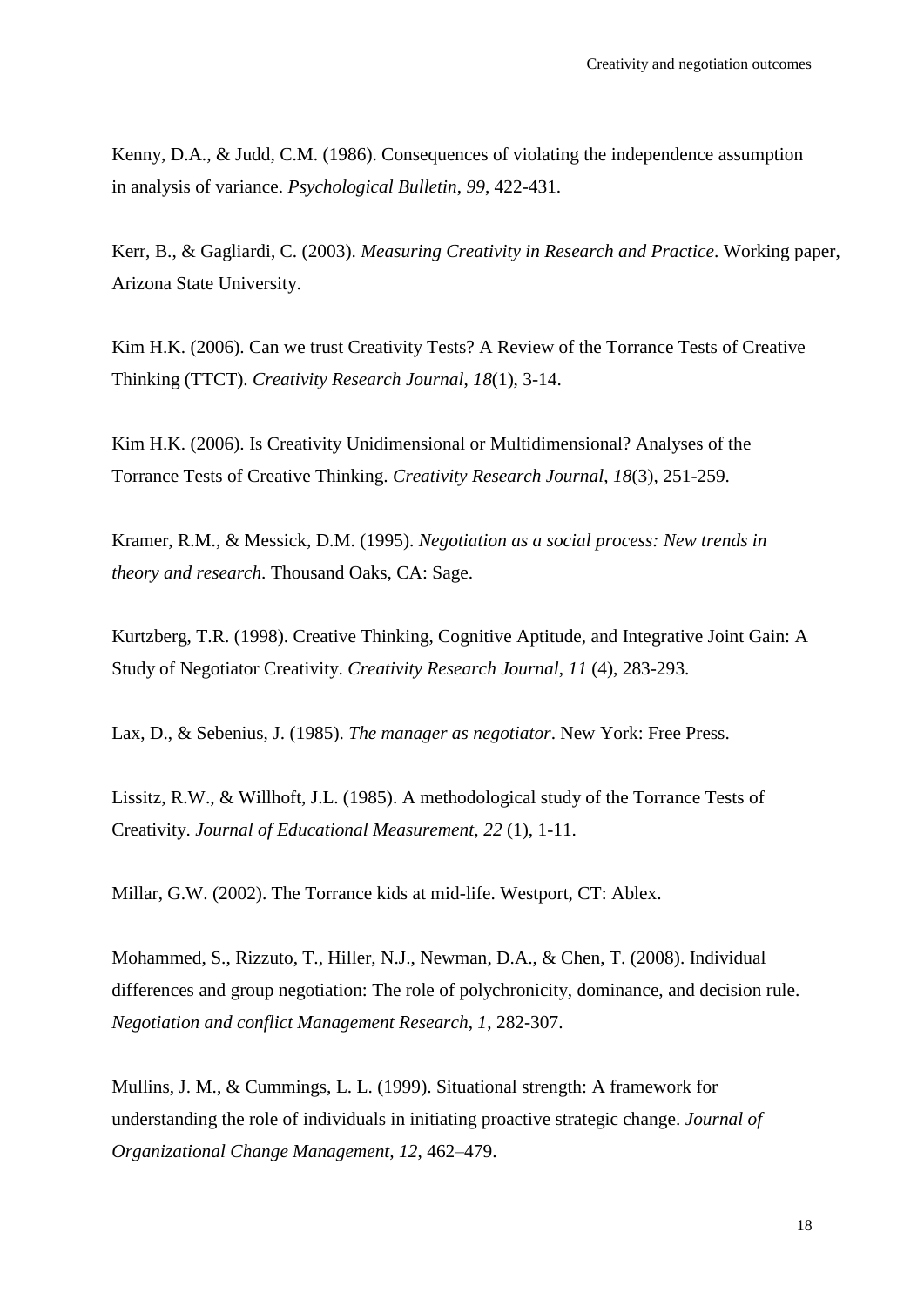Kenny, D.A., & Judd, C.M. (1986). Consequences of violating the independence assumption in analysis of variance. *Psychological Bulletin*, *99*, 422-431.

Kerr, B., & Gagliardi, C. (2003). *Measuring Creativity in Research and Practice*. Working paper, Arizona State University.

Kim H.K. (2006). Can we trust Creativity Tests? A Review of the Torrance Tests of Creative Thinking (TTCT). *Creativity Research Journal*, *18*(1), 3-14.

Kim H.K. (2006). Is Creativity Unidimensional or Multidimensional? Analyses of the Torrance Tests of Creative Thinking. *Creativity Research Journal*, *18*(3), 251-259.

Kramer, R.M., & Messick, D.M. (1995). *Negotiation as a social process: New trends in theory and research*. Thousand Oaks, CA: Sage.

Kurtzberg, T.R. (1998). Creative Thinking, Cognitive Aptitude, and Integrative Joint Gain: A Study of Negotiator Creativity. *Creativity Research Journal*, *11* (4), 283-293.

Lax, D., & Sebenius, J. (1985). *The manager as negotiator*. New York: Free Press.

Lissitz, R.W., & Willhoft, J.L. (1985). A methodological study of the Torrance Tests of Creativity. *Journal of Educational Measurement, 22* (1), 1-11.

Millar, G.W. (2002). The Torrance kids at mid-life. Westport, CT: Ablex.

Mohammed, S., Rizzuto, T., Hiller, N.J., Newman, D.A., & Chen, T. (2008). Individual differences and group negotiation: The role of polychronicity, dominance, and decision rule. *Negotiation and conflict Management Research*, *1*, 282-307.

Mullins, J. M., & Cummings, L. L. (1999). Situational strength: A framework for understanding the role of individuals in initiating proactive strategic change. *Journal of Organizational Change Management, 12*, 462–479.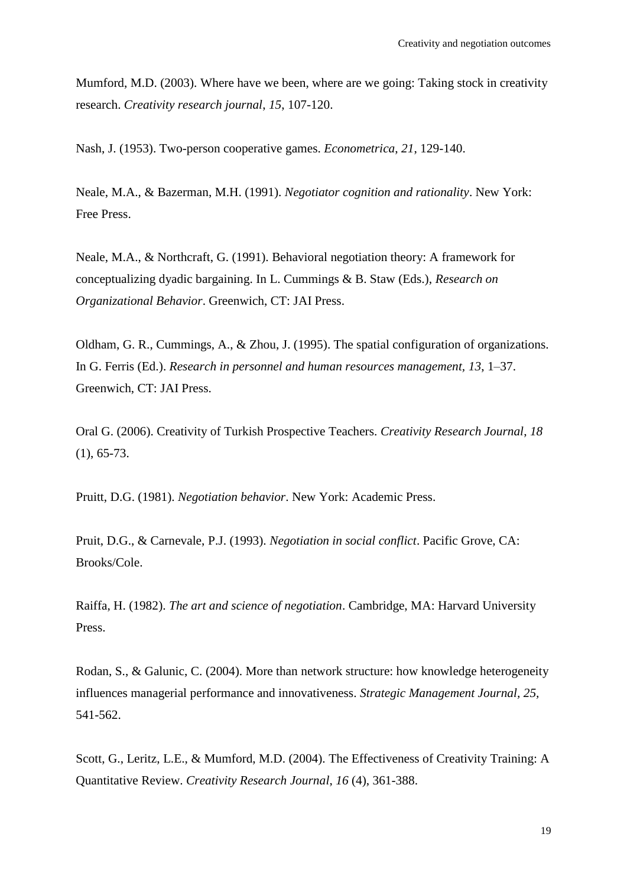Mumford, M.D. (2003). Where have we been, where are we going: Taking stock in creativity research. *Creativity research journal*, *15*, 107-120.

Nash, J. (1953). Two-person cooperative games. *Econometrica*, *21*, 129-140.

Neale, M.A., & Bazerman, M.H. (1991). *Negotiator cognition and rationality*. New York: Free Press.

Neale, M.A., & Northcraft, G. (1991). Behavioral negotiation theory: A framework for conceptualizing dyadic bargaining. In L. Cummings & B. Staw (Eds.), *Research on Organizational Behavior*. Greenwich, CT: JAI Press.

Oldham, G. R., Cummings, A., & Zhou, J. (1995). The spatial configuration of organizations. In G. Ferris (Ed.). *Research in personnel and human resources management, 13*, 1–37. Greenwich, CT: JAI Press.

Oral G. (2006). Creativity of Turkish Prospective Teachers. *Creativity Research Journal*, *18* (1), 65-73.

Pruitt, D.G. (1981). *Negotiation behavior*. New York: Academic Press.

Pruit, D.G., & Carnevale, P.J. (1993). *Negotiation in social conflict*. Pacific Grove, CA: Brooks/Cole.

Raiffa, H. (1982). *The art and science of negotiation*. Cambridge, MA: Harvard University Press.

Rodan, S., & Galunic, C. (2004). More than network structure: how knowledge heterogeneity influences managerial performance and innovativeness. *Strategic Management Journal, 25,* 541-562.

Scott, G., Leritz, L.E., & Mumford, M.D. (2004). The Effectiveness of Creativity Training: A Quantitative Review. *Creativity Research Journal*, *16* (4), 361-388.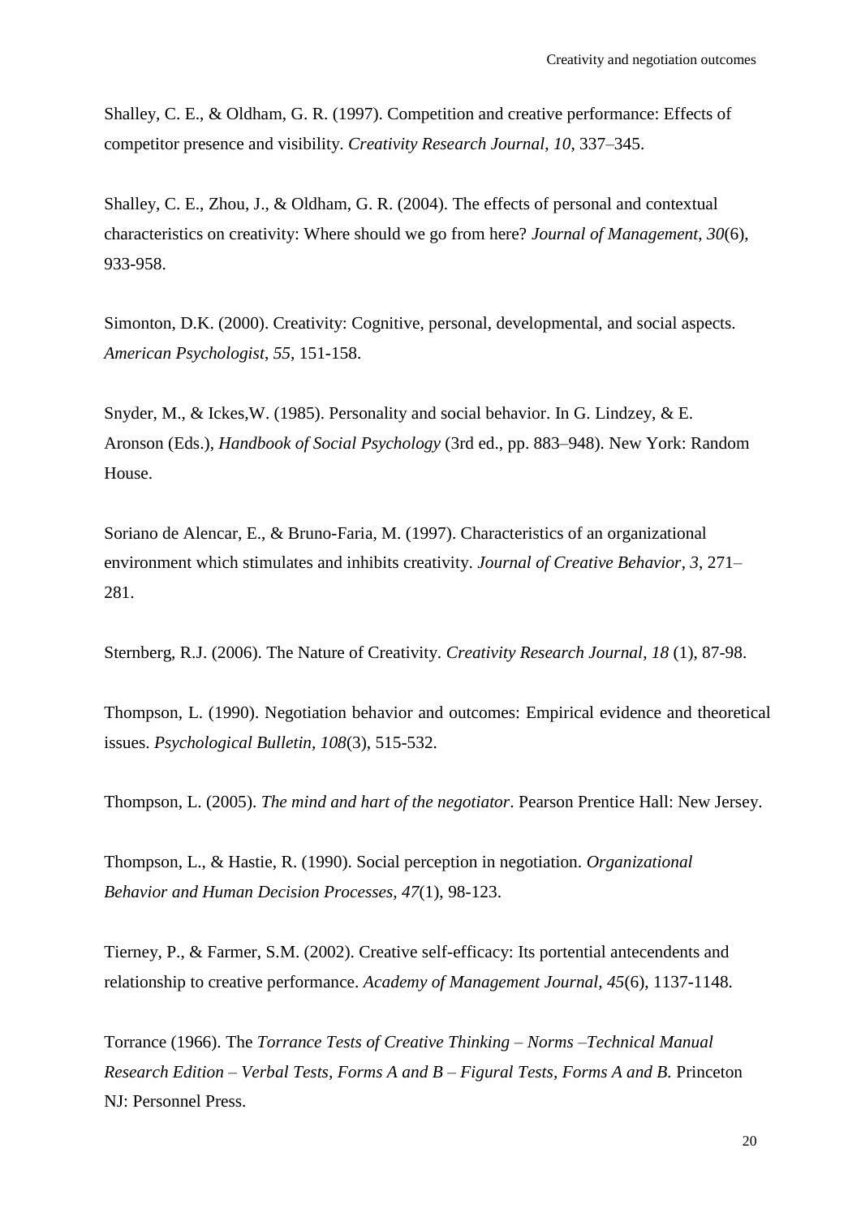Shalley, C. E., & Oldham, G. R. (1997). Competition and creative performance: Effects of competitor presence and visibility. *Creativity Research Journal*, *10*, 337–345.

Shalley, C. E., Zhou, J., & Oldham, G. R. (2004). The effects of personal and contextual characteristics on creativity: Where should we go from here? *Journal of Management*, *30*(6), 933-958.

Simonton, D.K. (2000). Creativity: Cognitive, personal, developmental, and social aspects. *American Psychologist*, *55*, 151-158.

Snyder, M., & Ickes,W. (1985). Personality and social behavior. In G. Lindzey, & E. Aronson (Eds.), *Handbook of Social Psychology* (3rd ed., pp. 883–948). New York: Random House.

Soriano de Alencar, E., & Bruno-Faria, M. (1997). Characteristics of an organizational environment which stimulates and inhibits creativity. *Journal of Creative Behavior*, *3*, 271–281.

Sternberg, R.J. (2006). The Nature of Creativity. *Creativity Research Journal*, *18* (1), 87-98.

Thompson, L. (1990). Negotiation behavior and outcomes: Empirical evidence and theoretical issues. *Psychological Bulletin, 108*(3), 515-532.

Thompson, L. (2005). *The mind and hart of the negotiator*. Pearson Prentice Hall: New Jersey.

Thompson, L., & Hastie, R. (1990). Social perception in negotiation. *Organizational Behavior and Human Decision Processes, 47*(1), 98-123.

Tierney, P., & Farmer, S.M. (2002). Creative self-efficacy: Its portential antecendents and relationship to creative performance. *Academy of Management Journal, 45*(6), 1137-1148.

Torrance (1966). The *Torrance Tests of Creative Thinking – Norms –Technical Manual Research Edition – Verbal Tests, Forms A and B – Figural Tests, Forms A and B.* Princeton NJ: Personnel Press.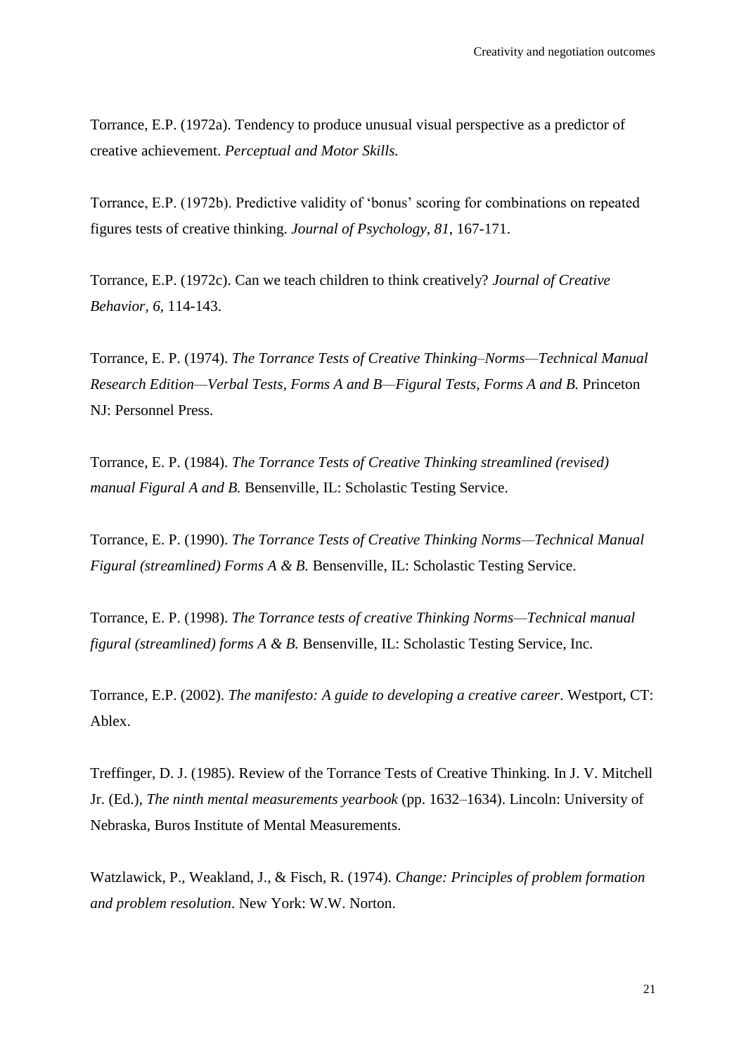Torrance, E.P. (1972a). Tendency to produce unusual visual perspective as a predictor of creative achievement. *Perceptual and Motor Skills.*

Torrance, E.P. (1972b). Predictive validity of 'bonus' scoring for combinations on repeated figures tests of creative thinking. *Journal of Psychology*, *81*, 167-171.

Torrance, E.P. (1972c). Can we teach children to think creatively? *Journal of Creative Behavior, 6*, 114-143.

Torrance, E. P. (1974). *The Torrance Tests of Creative Thinking–Norms—Technical Manual Research Edition—Verbal Tests, Forms A and B—Figural Tests, Forms A and B.* Princeton NJ: Personnel Press.

Torrance, E. P. (1984). *The Torrance Tests of Creative Thinking streamlined (revised) manual Figural A and B.* Bensenville, IL: Scholastic Testing Service.

Torrance, E. P. (1990). *The Torrance Tests of Creative Thinking Norms—Technical Manual Figural (streamlined) Forms A & B.* Bensenville, IL: Scholastic Testing Service.

Torrance, E. P. (1998). *The Torrance tests of creative Thinking Norms—Technical manual figural (streamlined) forms A & B.* Bensenville, IL: Scholastic Testing Service, Inc.

Torrance, E.P. (2002). *The manifesto: A guide to developing a creative career*. Westport, CT: Ablex.

Treffinger, D. J. (1985). Review of the Torrance Tests of Creative Thinking. In J. V. Mitchell Jr. (Ed.), *The ninth mental measurements yearbook* (pp. 1632–1634). Lincoln: University of Nebraska, Buros Institute of Mental Measurements.

Watzlawick, P., Weakland, J., & Fisch, R. (1974). *Change: Principles of problem formation and problem resolution*. New York: W.W. Norton.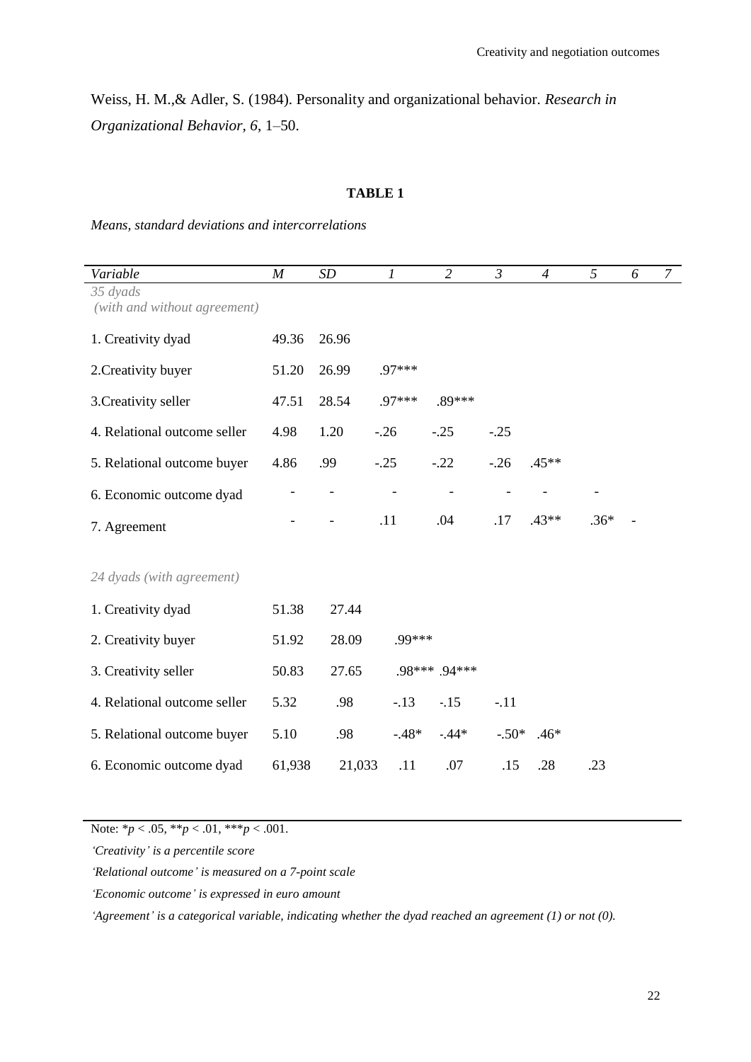Weiss, H. M.,& Adler, S. (1984). Personality and organizational behavior. *Research in Organizational Behavior, 6*, 1–50.

**TABLE 1**

*Means, standard deviations and intercorrelations*

| *Variable* | *M* | *SD* | *1* | *2* | *3* | *4* | *5* | *6* | *7* |
|---|---|---|---|---|---|---|---|---|---|
| *35 dyads (with and without agreement)* | | | | | | | | | |
| 1. Creativity dyad | 49.36 | 26.96 | | | | | | | |
| 2.Creativity buyer | 51.20 | 26.99 | .97*** | | | | | | |
| 3.Creativity seller | 47.51 | 28.54 | .97*** | .89*** | | | | | |
| 4. Relational outcome seller | 4.98 | 1.20 | -.26 | -.25 | -.25 | | | | |
| 5. Relational outcome buyer | 4.86 | .99 | -.25 | -.22 | -.26 | .45** | | | |
| 6. Economic outcome dyad | - | - | - | - | - | - | - | | |
| 7. Agreement | - | - | .11 | .04 | .17 | .43** | .36* | - | |
| *24 dyads (with agreement)* | | | | | | | | | |
| 1. Creativity dyad | 51.38 | 27.44 | | | | | | | |
| 2. Creativity buyer | 51.92 | 28.09 | .99*** | | | | | | |
| 3. Creativity seller | 50.83 | 27.65 | .98*** | .94*** | | | | | |
| 4. Relational outcome seller | 5.32 | .98 | -.13 | -.15 | -.11 | | | | |
| 5. Relational outcome buyer | 5.10 | .98 | -.48* | -.44* | -.50* | .46* | | | |
| 6. Economic outcome dyad | 61,938 | 21,033 | .11 | .07 | .15 | .28 | .23 | | |

Note: \*$p < .05$, \*\*$p < .01$, \*\*\*$p < .001$.

*'Creativity' is a percentile score*

*'Relational outcome' is measured on a 7-point scale*

*'Economic outcome' is expressed in euro amount*

*'Agreement' is a categorical variable, indicating whether the dyad reached an agreement (1) or not (0).*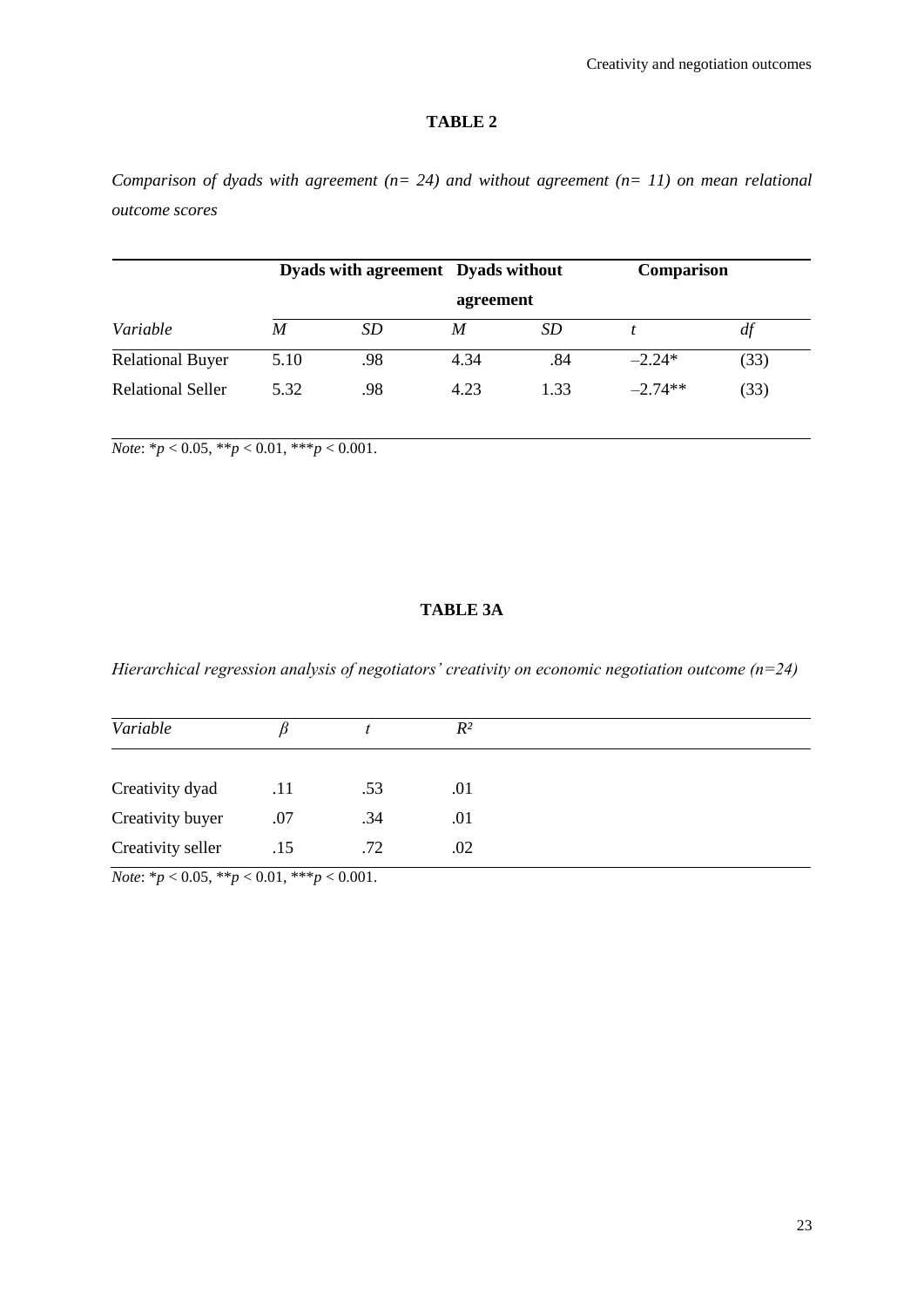## TABLE 2

*Comparison of dyads with agreement (n= 24) and without agreement (n= 11) on mean relational outcome scores*

| | Dyads with agreement | | Dyads without agreement | | Comparison | |
|---|---|---|---|---|---|---|
| *Variable* | *M* | *SD* | *M* | *SD* | *t* | *df* |
| Relational Buyer | 5.10 | .98 | 4.34 | .84 | –2.24* | (33) |
| Relational Seller | 5.32 | .98 | 4.23 | 1.33 | –2.74** | (33) |

*Note*: $*p < 0.05$, $**p < 0.01$, $***p < 0.001$.

## TABLE 3A

*Hierarchical regression analysis of negotiators' creativity on economic negotiation outcome (n=24)*

| *Variable* | $\beta$ | $t$ | $R^2$ |
|---|---|---|---|
| Creativity dyad | .11 | .53 | .01 |
| Creativity buyer | .07 | .34 | .01 |
| Creativity seller | .15 | .72 | .02 |

*Note*: $*p < 0.05$, $**p < 0.01$, $***p < 0.001$.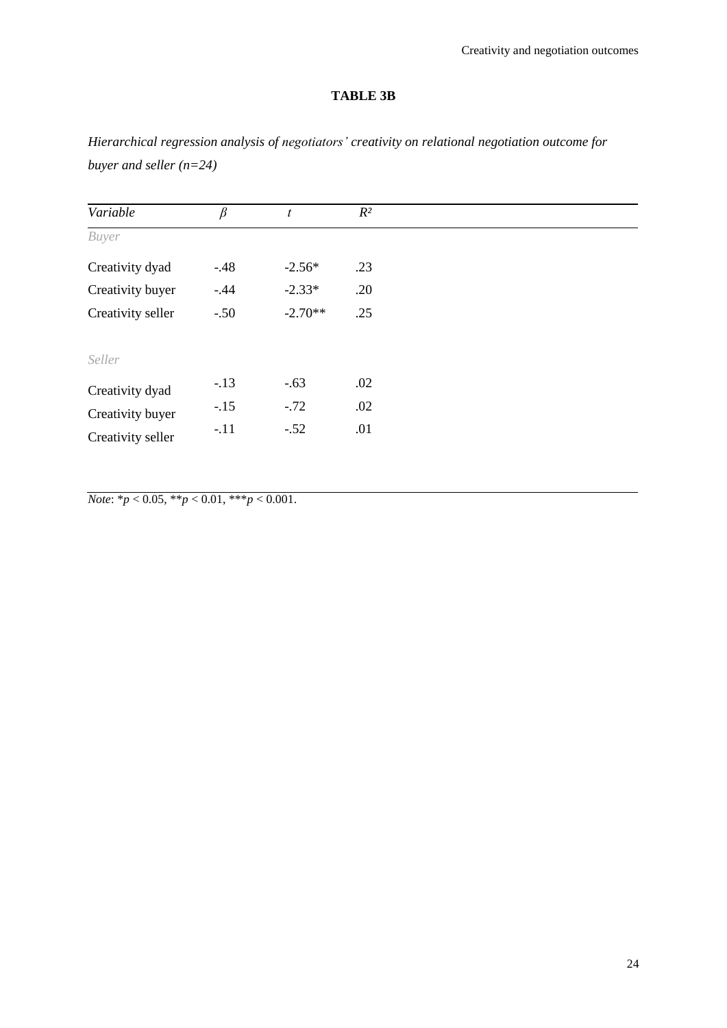**TABLE 3B**

*Hierarchical regression analysis of negotiators' creativity on relational negotiation outcome for buyer and seller (n=24)*

| *Variable* | $\beta$ | $t$ | $R^2$ |
|---|---|---|---|
| *Buyer* | | | |
| Creativity dyad | -.48 | -2.56* | .23 |
| Creativity buyer | -.44 | -2.33* | .20 |
| Creativity seller | -.50 | -2.70** | .25 |
| *Seller* | | | |
| Creativity dyad | -.13 | -.63 | .02 |
| Creativity buyer | -.15 | -.72 | .02 |
| Creativity seller | -.11 | -.52 | .01 |

*Note*: *$p < 0.05$, **$p < 0.01$, ***$p < 0.001$.